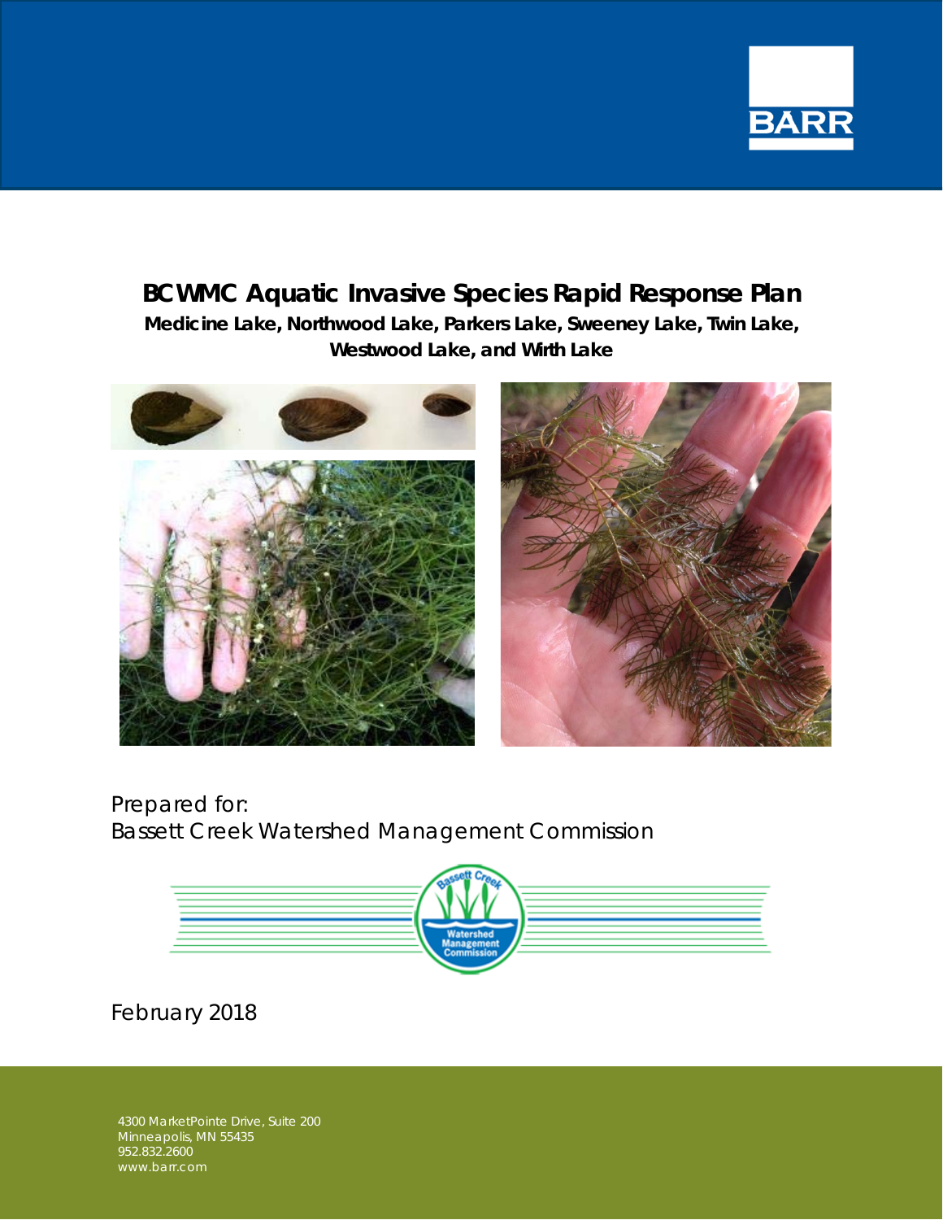# BCWMC Aquatic Invasive Species Rapid Response Plan

**Medicine Lake, Northwood Lake, Parkers Lake, Sweeney Lake, Twin Lake, Westwood Lake, and Wirth Lake**

Prepared for:
Bassett Creek Watershed Management Commission

February 2018

4300 MarketPointe Drive, Suite 200
Minneapolis, MN 55435
952.832.2600
www.barr.com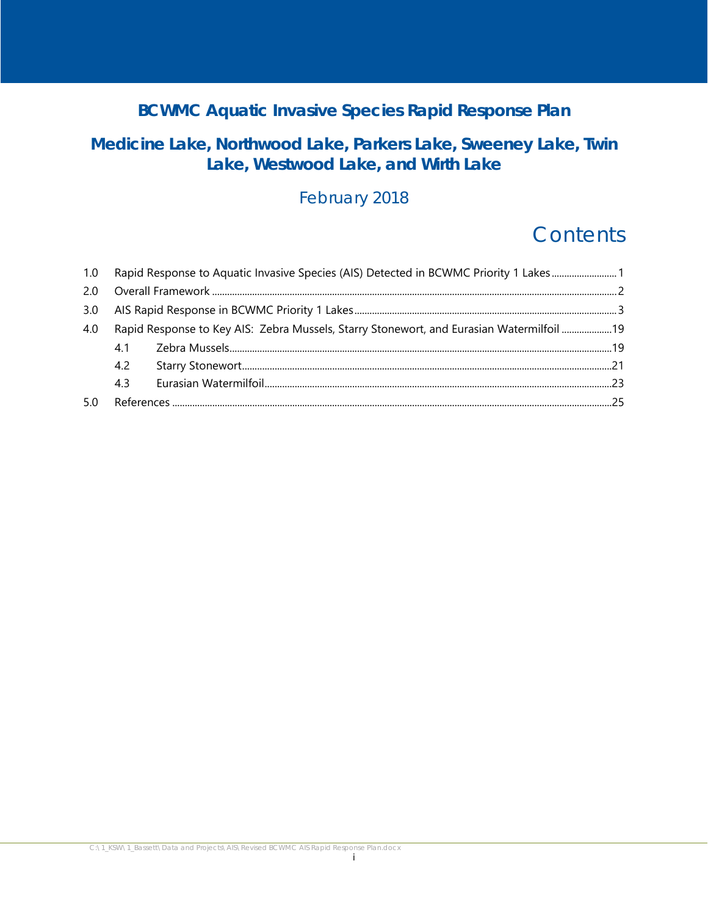# BCWMC Aquatic Invasive Species Rapid Response Plan

## Medicine Lake, Northwood Lake, Parkers Lake, Sweeney Lake, Twin Lake, Westwood Lake, and Wirth Lake

February 2018

## Contents

1.0 Rapid Response to Aquatic Invasive Species (AIS) Detected in BCWMC Priority 1 Lakes .......... 1

2.0 Overall Framework .......... 2

3.0 AIS Rapid Response in BCWMC Priority 1 Lakes .......... 3

4.0 Rapid Response to Key AIS: Zebra Mussels, Starry Stonewort, and Eurasian Watermilfoil .......... 19

- 4.1 Zebra Mussels .......... 19
- 4.2 Starry Stonewort .......... 21
- 4.3 Eurasian Watermilfoil .......... 23

5.0 References .......... 25

C:\1_KSW\1_Bassett\Data and Projects\AIS\Revised BCWMC AIS Rapid Response Plan.docx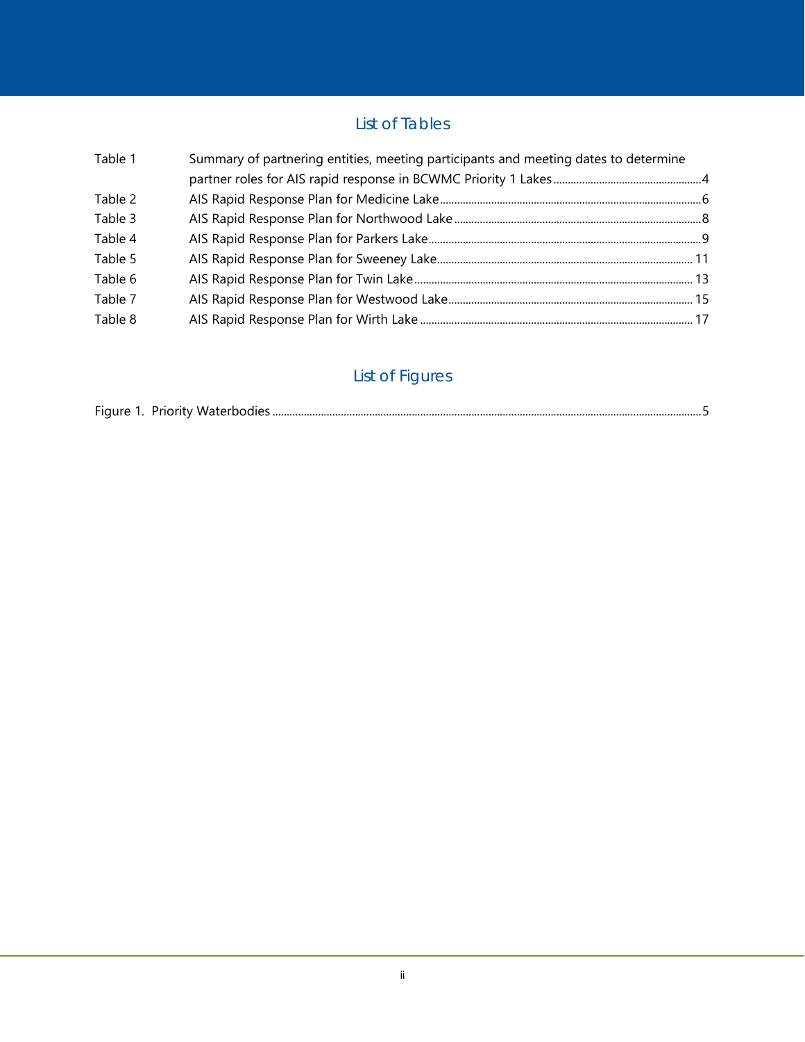## List of Tables

Table 1 Summary of partnering entities, meeting participants and meeting dates to determine partner roles for AIS rapid response in BCWMC Priority 1 Lakes ....4
Table 2 AIS Rapid Response Plan for Medicine Lake ....6
Table 3 AIS Rapid Response Plan for Northwood Lake ....8
Table 4 AIS Rapid Response Plan for Parkers Lake ....9
Table 5 AIS Rapid Response Plan for Sweeney Lake .... 11
Table 6 AIS Rapid Response Plan for Twin Lake .... 13
Table 7 AIS Rapid Response Plan for Westwood Lake .... 15
Table 8 AIS Rapid Response Plan for Wirth Lake .... 17

## List of Figures

Figure 1. Priority Waterbodies ....5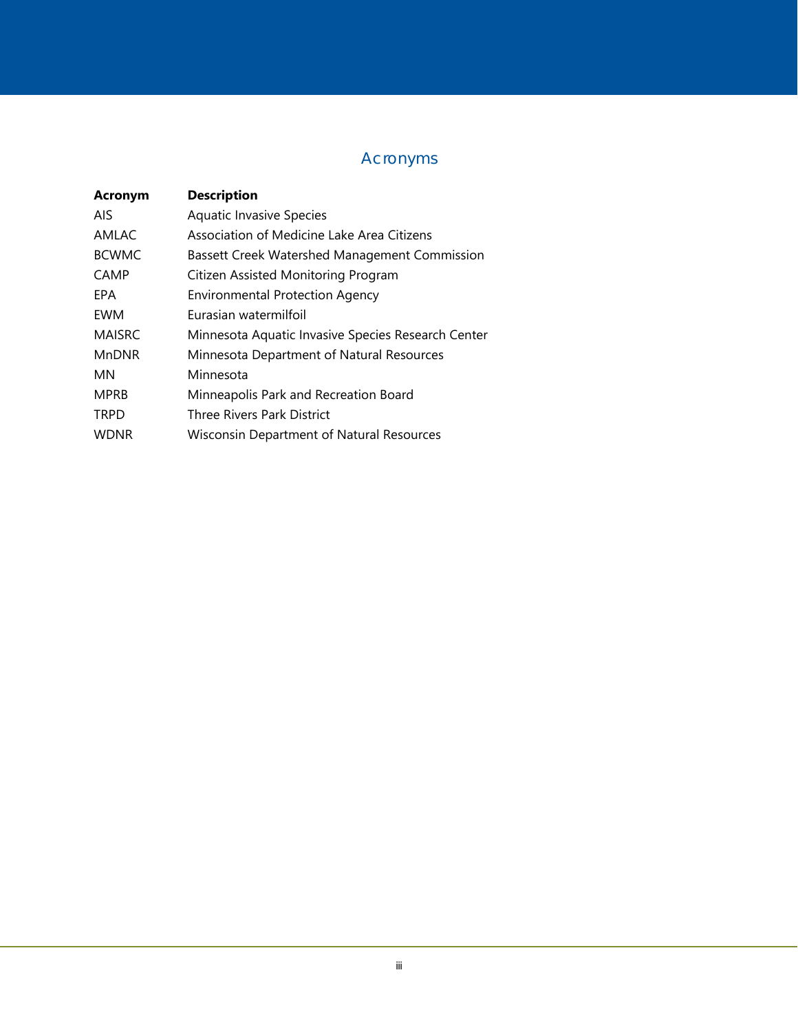# Acronyms

| Acronym | Description |
| --- | --- |
| AIS | Aquatic Invasive Species |
| AMLAC | Association of Medicine Lake Area Citizens |
| BCWMC | Bassett Creek Watershed Management Commission |
| CAMP | Citizen Assisted Monitoring Program |
| EPA | Environmental Protection Agency |
| EWM | Eurasian watermilfoil |
| MAISRC | Minnesota Aquatic Invasive Species Research Center |
| MnDNR | Minnesota Department of Natural Resources |
| MN | Minnesota |
| MPRB | Minneapolis Park and Recreation Board |
| TRPD | Three Rivers Park District |
| WDNR | Wisconsin Department of Natural Resources |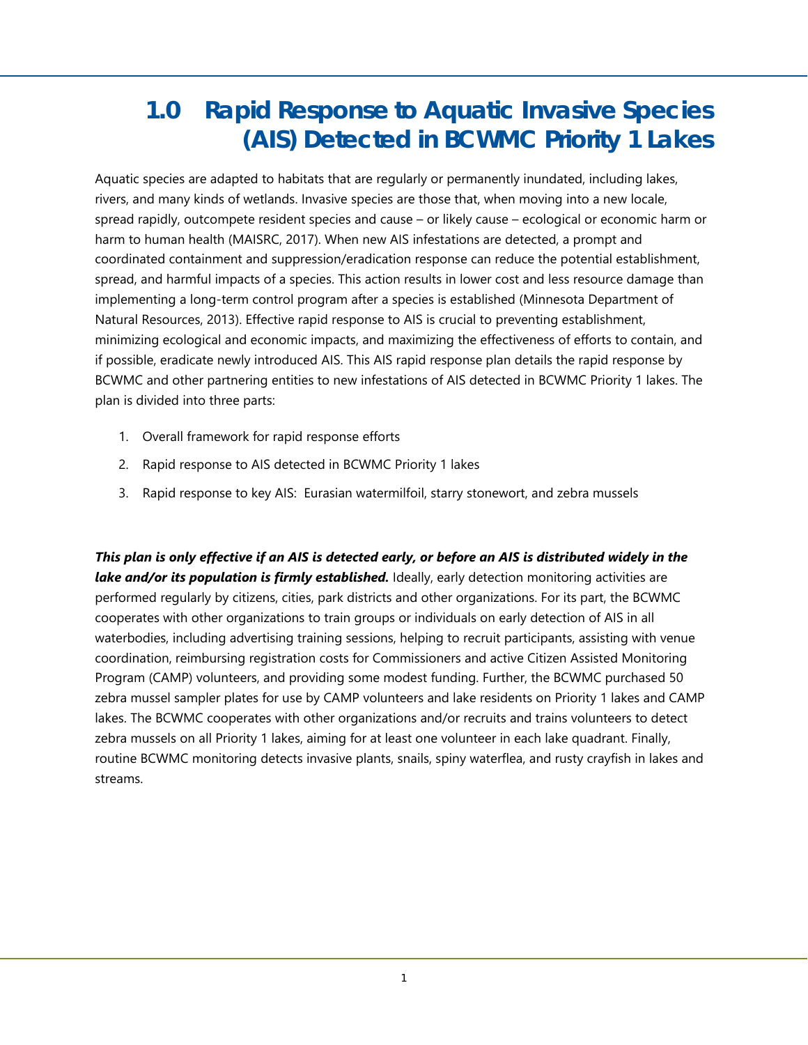# 1.0 Rapid Response to Aquatic Invasive Species (AIS) Detected in BCWMC Priority 1 Lakes

Aquatic species are adapted to habitats that are regularly or permanently inundated, including lakes, rivers, and many kinds of wetlands. Invasive species are those that, when moving into a new locale, spread rapidly, outcompete resident species and cause – or likely cause – ecological or economic harm or harm to human health (MAISRC, 2017). When new AIS infestations are detected, a prompt and coordinated containment and suppression/eradication response can reduce the potential establishment, spread, and harmful impacts of a species. This action results in lower cost and less resource damage than implementing a long-term control program after a species is established (Minnesota Department of Natural Resources, 2013). Effective rapid response to AIS is crucial to preventing establishment, minimizing ecological and economic impacts, and maximizing the effectiveness of efforts to contain, and if possible, eradicate newly introduced AIS. This AIS rapid response plan details the rapid response by BCWMC and other partnering entities to new infestations of AIS detected in BCWMC Priority 1 lakes. The plan is divided into three parts:

1. Overall framework for rapid response efforts
2. Rapid response to AIS detected in BCWMC Priority 1 lakes
3. Rapid response to key AIS: Eurasian watermilfoil, starry stonewort, and zebra mussels

***This plan is only effective if an AIS is detected early, or before an AIS is distributed widely in the lake and/or its population is firmly established.*** Ideally, early detection monitoring activities are performed regularly by citizens, cities, park districts and other organizations. For its part, the BCWMC cooperates with other organizations to train groups or individuals on early detection of AIS in all waterbodies, including advertising training sessions, helping to recruit participants, assisting with venue coordination, reimbursing registration costs for Commissioners and active Citizen Assisted Monitoring Program (CAMP) volunteers, and providing some modest funding. Further, the BCWMC purchased 50 zebra mussel sampler plates for use by CAMP volunteers and lake residents on Priority 1 lakes and CAMP lakes. The BCWMC cooperates with other organizations and/or recruits and trains volunteers to detect zebra mussels on all Priority 1 lakes, aiming for at least one volunteer in each lake quadrant. Finally, routine BCWMC monitoring detects invasive plants, snails, spiny waterflea, and rusty crayfish in lakes and streams.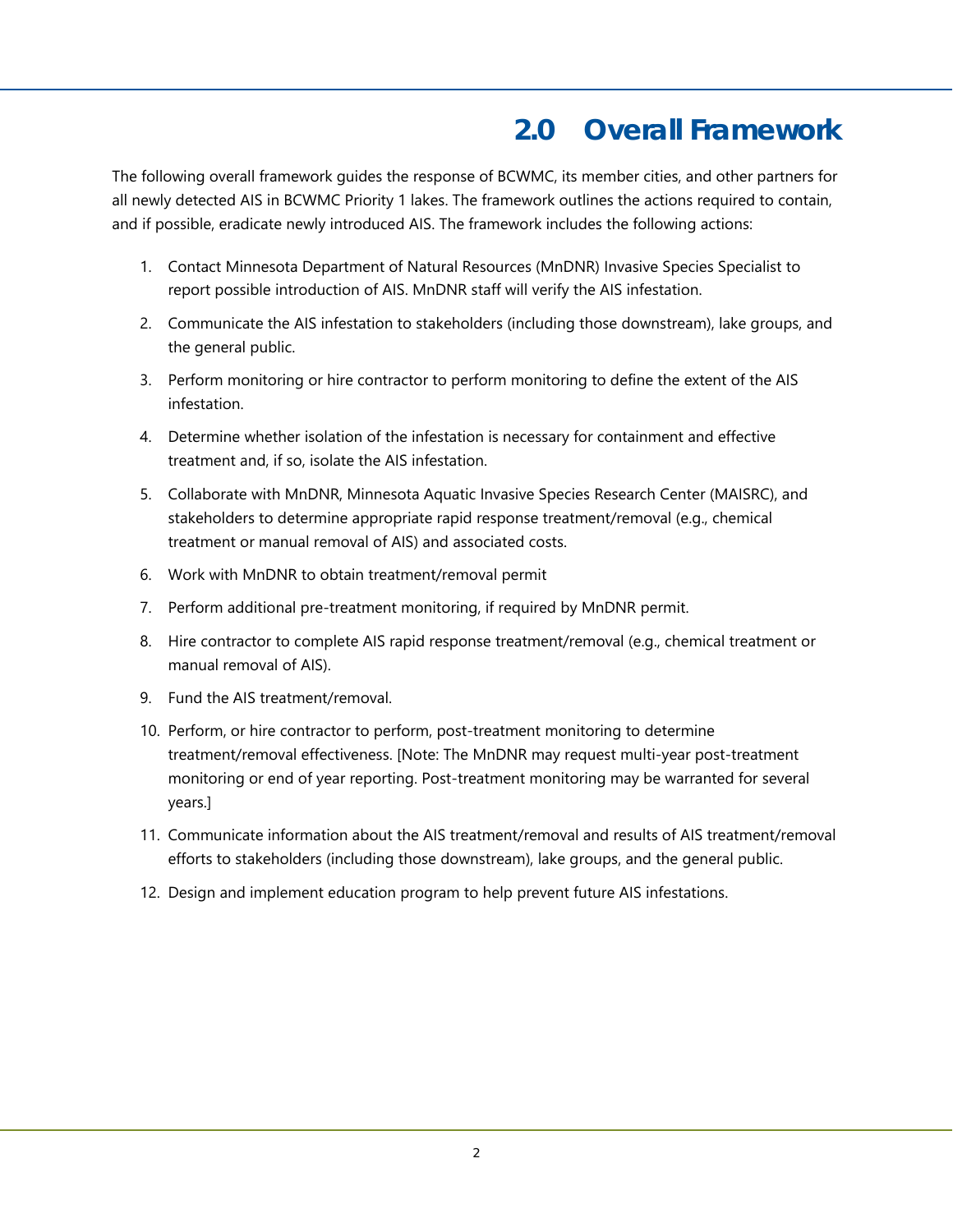# 2.0 Overall Framework

The following overall framework guides the response of BCWMC, its member cities, and other partners for all newly detected AIS in BCWMC Priority 1 lakes. The framework outlines the actions required to contain, and if possible, eradicate newly introduced AIS. The framework includes the following actions:

1. Contact Minnesota Department of Natural Resources (MnDNR) Invasive Species Specialist to report possible introduction of AIS. MnDNR staff will verify the AIS infestation.
2. Communicate the AIS infestation to stakeholders (including those downstream), lake groups, and the general public.
3. Perform monitoring or hire contractor to perform monitoring to define the extent of the AIS infestation.
4. Determine whether isolation of the infestation is necessary for containment and effective treatment and, if so, isolate the AIS infestation.
5. Collaborate with MnDNR, Minnesota Aquatic Invasive Species Research Center (MAISRC), and stakeholders to determine appropriate rapid response treatment/removal (e.g., chemical treatment or manual removal of AIS) and associated costs.
6. Work with MnDNR to obtain treatment/removal permit
7. Perform additional pre-treatment monitoring, if required by MnDNR permit.
8. Hire contractor to complete AIS rapid response treatment/removal (e.g., chemical treatment or manual removal of AIS).
9. Fund the AIS treatment/removal.
10. Perform, or hire contractor to perform, post-treatment monitoring to determine treatment/removal effectiveness. [Note: The MnDNR may request multi-year post-treatment monitoring or end of year reporting. Post-treatment monitoring may be warranted for several years.]
11. Communicate information about the AIS treatment/removal and results of AIS treatment/removal efforts to stakeholders (including those downstream), lake groups, and the general public.
12. Design and implement education program to help prevent future AIS infestations.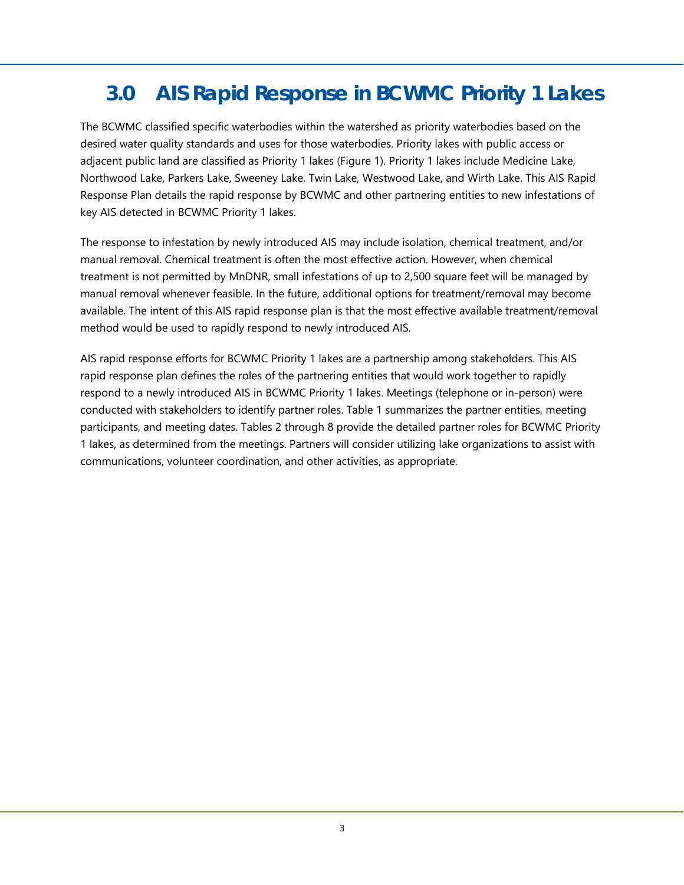# 3.0 AIS Rapid Response in BCWMC Priority 1 Lakes

The BCWMC classified specific waterbodies within the watershed as priority waterbodies based on the desired water quality standards and uses for those waterbodies. Priority lakes with public access or adjacent public land are classified as Priority 1 lakes (Figure 1). Priority 1 lakes include Medicine Lake, Northwood Lake, Parkers Lake, Sweeney Lake, Twin Lake, Westwood Lake, and Wirth Lake. This AIS Rapid Response Plan details the rapid response by BCWMC and other partnering entities to new infestations of key AIS detected in BCWMC Priority 1 lakes.

The response to infestation by newly introduced AIS may include isolation, chemical treatment, and/or manual removal. Chemical treatment is often the most effective action. However, when chemical treatment is not permitted by MnDNR, small infestations of up to 2,500 square feet will be managed by manual removal whenever feasible. In the future, additional options for treatment/removal may become available. The intent of this AIS rapid response plan is that the most effective available treatment/removal method would be used to rapidly respond to newly introduced AIS.

AIS rapid response efforts for BCWMC Priority 1 lakes are a partnership among stakeholders. This AIS rapid response plan defines the roles of the partnering entities that would work together to rapidly respond to a newly introduced AIS in BCWMC Priority 1 lakes. Meetings (telephone or in-person) were conducted with stakeholders to identify partner roles. Table 1 summarizes the partner entities, meeting participants, and meeting dates. Tables 2 through 8 provide the detailed partner roles for BCWMC Priority 1 lakes, as determined from the meetings. Partners will consider utilizing lake organizations to assist with communications, volunteer coordination, and other activities, as appropriate.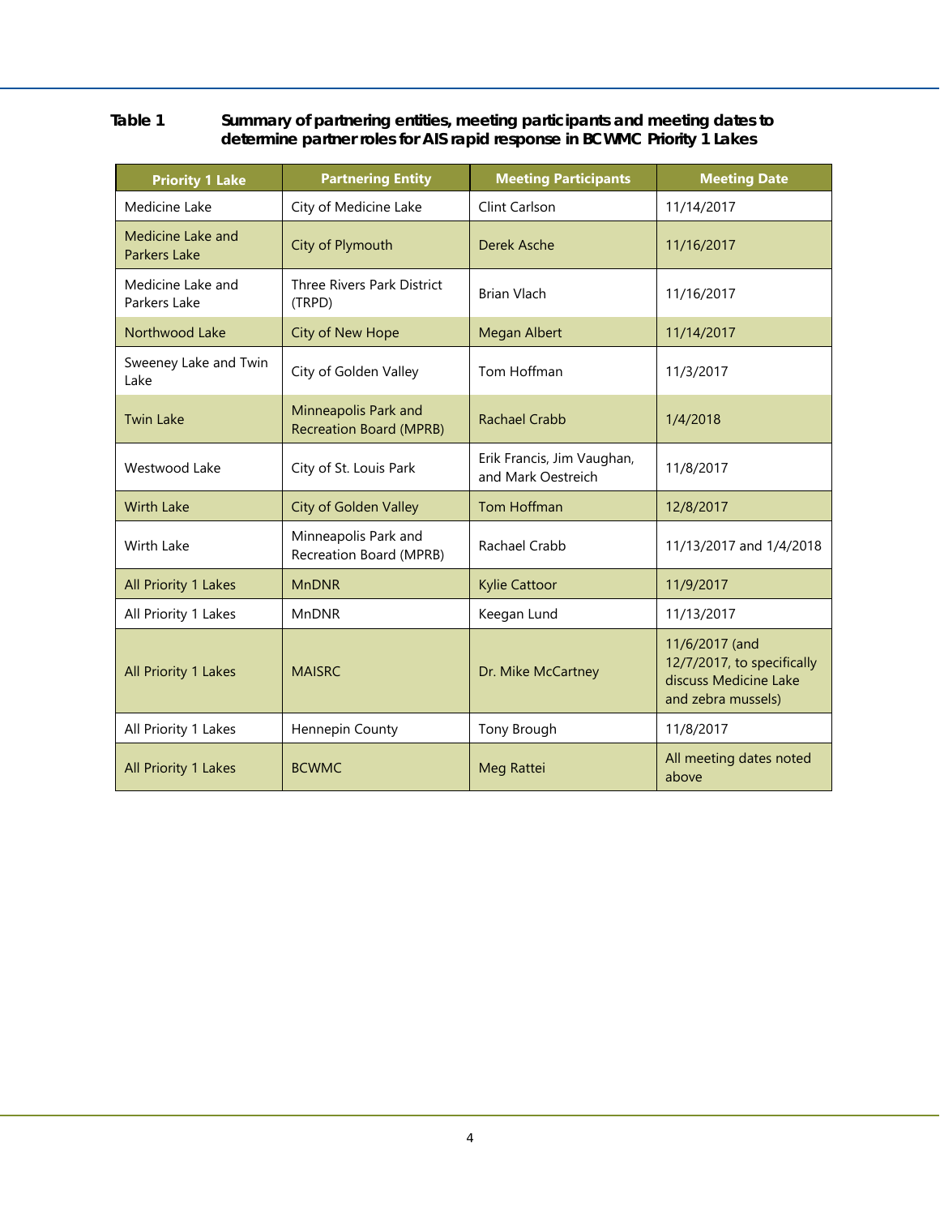**Table 1 Summary of partnering entities, meeting participants and meeting dates to determine partner roles for AIS rapid response in BCWMC Priority 1 Lakes**

| Priority 1 Lake | Partnering Entity | Meeting Participants | Meeting Date |
|---|---|---|---|
| Medicine Lake | City of Medicine Lake | Clint Carlson | 11/14/2017 |
| Medicine Lake and Parkers Lake | City of Plymouth | Derek Asche | 11/16/2017 |
| Medicine Lake and Parkers Lake | Three Rivers Park District (TRPD) | Brian Vlach | 11/16/2017 |
| Northwood Lake | City of New Hope | Megan Albert | 11/14/2017 |
| Sweeney Lake and Twin Lake | City of Golden Valley | Tom Hoffman | 11/3/2017 |
| Twin Lake | Minneapolis Park and Recreation Board (MPRB) | Rachael Crabb | 1/4/2018 |
| Westwood Lake | City of St. Louis Park | Erik Francis, Jim Vaughan, and Mark Oestreich | 11/8/2017 |
| Wirth Lake | City of Golden Valley | Tom Hoffman | 12/8/2017 |
| Wirth Lake | Minneapolis Park and Recreation Board (MPRB) | Rachael Crabb | 11/13/2017 and 1/4/2018 |
| All Priority 1 Lakes | MnDNR | Kylie Cattoor | 11/9/2017 |
| All Priority 1 Lakes | MnDNR | Keegan Lund | 11/13/2017 |
| All Priority 1 Lakes | MAISRC | Dr. Mike McCartney | 11/6/2017 (and 12/7/2017, to specifically discuss Medicine Lake and zebra mussels) |
| All Priority 1 Lakes | Hennepin County | Tony Brough | 11/8/2017 |
| All Priority 1 Lakes | BCWMC | Meg Rattei | All meeting dates noted above |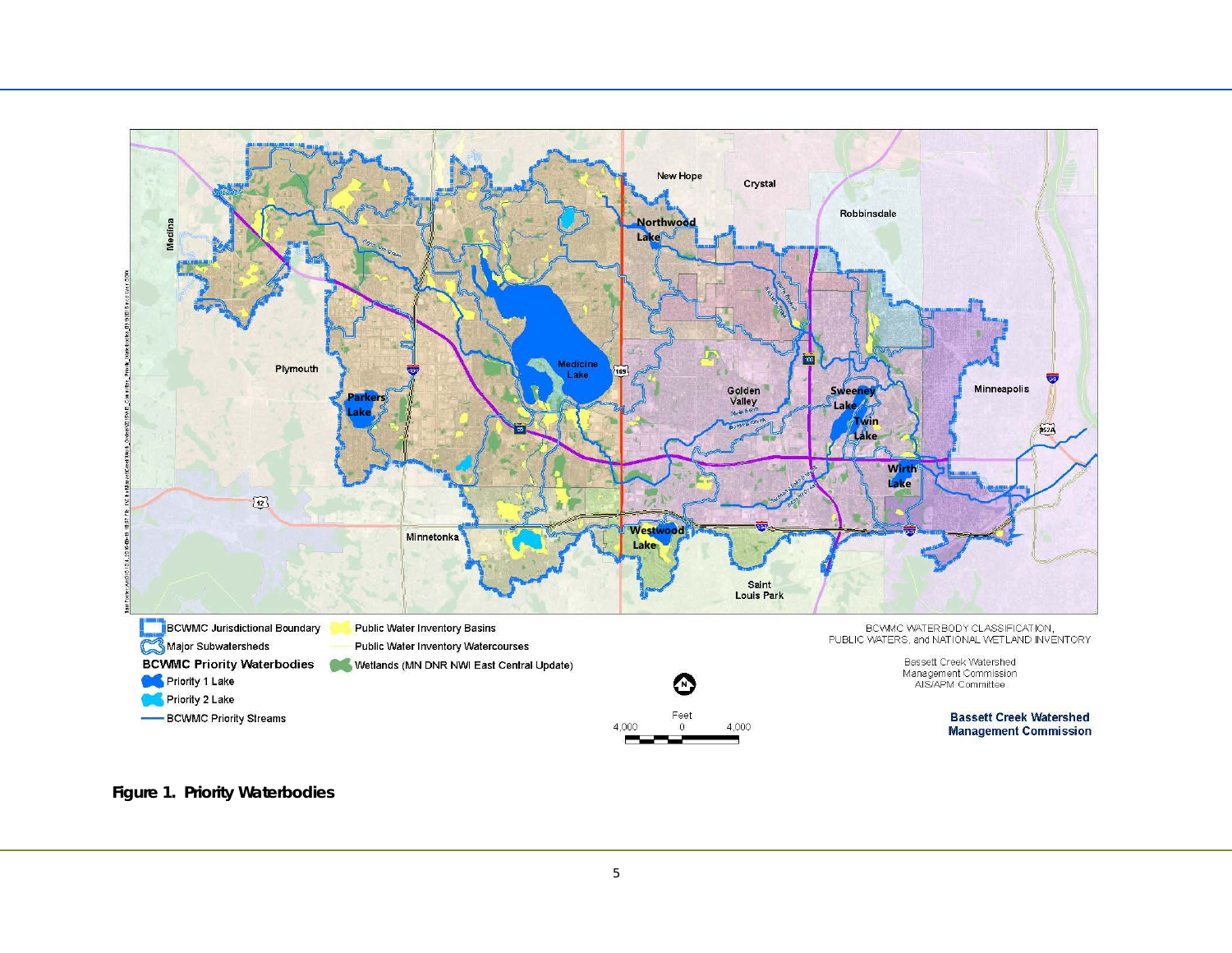Figure 1. Priority Waterbodies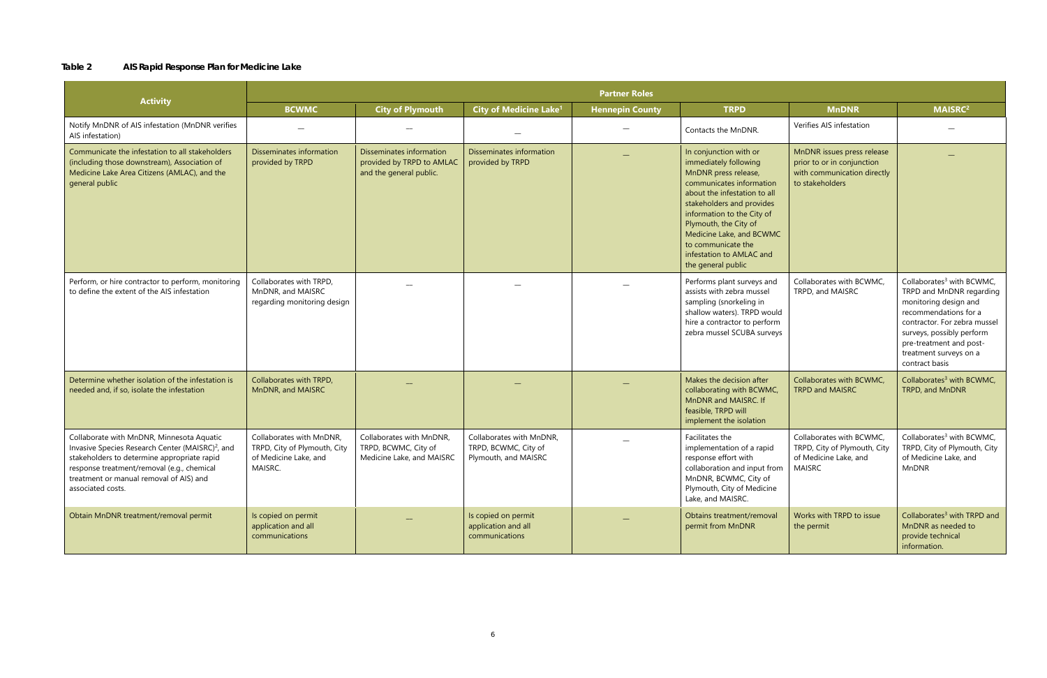**Table 2 AIS Rapid Response Plan for Medicine Lake**

| Activity | Partner Roles | | | | | | |
|---|---|---|---|---|---|---|---|
| | **BCWMC** | **City of Plymouth** | **City of Medicine Lake**[1] | **Hennepin County** | **TRPD** | **MnDNR** | **MAISRC**[2] |
| Notify MnDNR of AIS infestation (MnDNR verifies AIS infestation) | — | — | — | — | Contacts the MnDNR. | Verifies AIS infestation | — |
| Communicate the infestation to all stakeholders (including those downstream), Association of Medicine Lake Area Citizens (AMLAC), and the general public | Disseminates information provided by TRPD | Disseminates information provided by TRPD to AMLAC and the general public. | Disseminates information provided by TRPD | — | In conjunction with or immediately following MnDNR press release, communicates information about the infestation to all stakeholders and provides information to the City of Plymouth, the City of Medicine Lake, and BCWMC to communicate the infestation to AMLAC and the general public | MnDNR issues press release prior to or in conjunction with communication directly to stakeholders | — |
| Perform, or hire contractor to perform, monitoring to define the extent of the AIS infestation | Collaborates with TRPD, MnDNR, and MAISRC regarding monitoring design | — | — | — | Performs plant surveys and assists with zebra mussel sampling (snorkeling in shallow waters). TRPD would hire a contractor to perform zebra mussel SCUBA surveys | Collaborates with BCWMC, TRPD, and MAISRC | Collaborates[3] with BCWMC, TRPD and MnDNR regarding monitoring design and recommendations for a contractor. For zebra mussel surveys, possibly perform pre-treatment and post-treatment surveys on a contract basis |
| Determine whether isolation of the infestation is needed and, if so, isolate the infestation | Collaborates with TRPD, MnDNR, and MAISRC | — | — | — | Makes the decision after collaborating with BCWMC, MnDNR and MAISRC. If feasible, TRPD will implement the isolation | Collaborates with BCWMC, TRPD and MAISRC | Collaborates[3] with BCWMC, TRPD, and MnDNR |
| Collaborate with MnDNR, Minnesota Aquatic Invasive Species Research Center (MAISRC)[2], and stakeholders to determine appropriate rapid response treatment/removal (e.g., chemical treatment or manual removal of AIS) and associated costs. | Collaborates with MnDNR, TRPD, City of Plymouth, City of Medicine Lake, and MAISRC. | Collaborates with MnDNR, TRPD, BCWMC, City of Medicine Lake, and MAISRC | Collaborates with MnDNR, TRPD, BCWMC, City of Plymouth, and MAISRC | — | Facilitates the implementation of a rapid response effort with collaboration and input from MnDNR, BCWMC, City of Plymouth, City of Medicine Lake, and MAISRC. | Collaborates with BCWMC, TRPD, City of Plymouth, City of Medicine Lake, and MAISRC | Collaborates[3] with BCWMC, TRPD, City of Plymouth, City of Medicine Lake, and MnDNR |
| Obtain MnDNR treatment/removal permit | Is copied on permit application and all communications | — | Is copied on permit application and all communications | — | Obtains treatment/removal permit from MnDNR | Works with TRPD to issue the permit | Collaborates[3] with TRPD and MnDNR as needed to provide technical information. |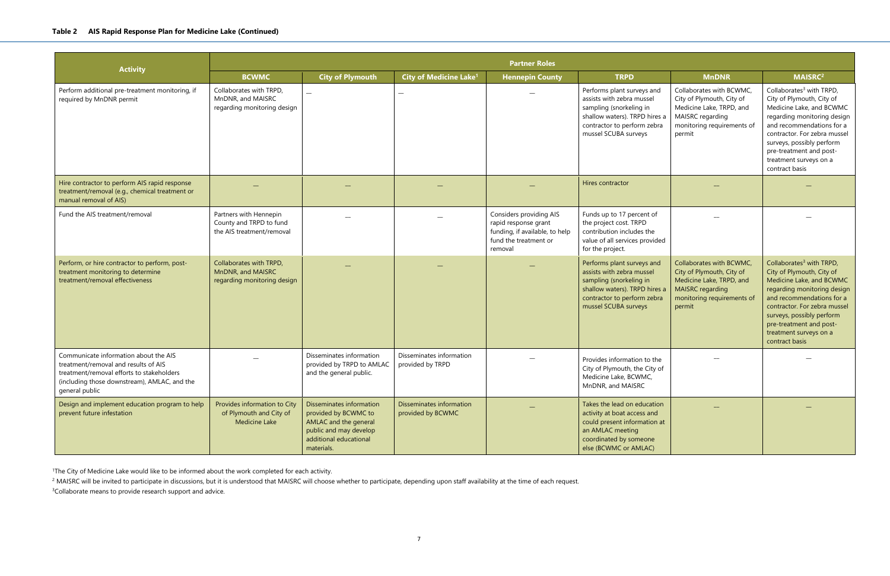### Table 2 AIS Rapid Response Plan for Medicine Lake (Continued)

| Activity | Partner Roles | | | | | | |
|---|---|---|---|---|---|---|---|
| | BCWMC | City of Plymouth | City of Medicine Lake[1] | Hennepin County | TRPD | MnDNR | MAISRC[2] |
| Perform additional pre-treatment monitoring, if required by MnDNR permit | Collaborates with TRPD, MnDNR, and MAISRC regarding monitoring design | — | — | — | Performs plant surveys and assists with zebra mussel sampling (snorkeling in shallow waters). TRPD hires a contractor to perform zebra mussel SCUBA surveys | Collaborates with BCWMC, City of Plymouth, City of Medicine Lake, TRPD, and MAISRC regarding monitoring requirements of permit | Collaborates[3] with TRPD, City of Plymouth, City of Medicine Lake, and BCWMC regarding monitoring design and recommendations for a contractor. For zebra mussel surveys, possibly perform pre-treatment and post-treatment surveys on a contract basis |
| Hire contractor to perform AIS rapid response treatment/removal (e.g., chemical treatment or manual removal of AIS) | — | — | — | — | Hires contractor | — | — |
| Fund the AIS treatment/removal | Partners with Hennepin County and TRPD to fund the AIS treatment/removal | — | — | Considers providing AIS rapid response grant funding, if available, to help fund the treatment or removal | Funds up to 17 percent of the project cost. TRPD contribution includes the value of all services provided for the project. | — | — |
| Perform, or hire contractor to perform, post-treatment monitoring to determine treatment/removal effectiveness | Collaborates with TRPD, MnDNR, and MAISRC regarding monitoring design | — | — | — | Performs plant surveys and assists with zebra mussel sampling (snorkeling in shallow waters). TRPD hires a contractor to perform zebra mussel SCUBA surveys | Collaborates with BCWMC, City of Plymouth, City of Medicine Lake, TRPD, and MAISRC regarding monitoring requirements of permit | Collaborates[3] with TRPD, City of Plymouth, City of Medicine Lake, and BCWMC regarding monitoring design and recommendations for a contractor. For zebra mussel surveys, possibly perform pre-treatment and post-treatment surveys on a contract basis |
| Communicate information about the AIS treatment/removal and results of AIS treatment/removal efforts to stakeholders (including those downstream), AMLAC, and the general public | — | Disseminates information provided by TRPD to AMLAC and the general public. | Disseminates information provided by TRPD | — | Provides information to the City of Plymouth, the City of Medicine Lake, BCWMC, MnDNR, and MAISRC | — | — |
| Design and implement education program to help prevent future infestation | Provides information to City of Plymouth and City of Medicine Lake | Disseminates information provided by BCWMC to AMLAC and the general public and may develop additional educational materials. | Disseminates information provided by BCWMC | — | Takes the lead on education activity at boat access and could present information at an AMLAC meeting coordinated by someone else (BCWMC or AMLAC) | — | — |

[1]The City of Medicine Lake would like to be informed about the work completed for each activity.

[2] MAISRC will be invited to participate in discussions, but it is understood that MAISRC will choose whether to participate, depending upon staff availability at the time of each request.

[3]Collaborate means to provide research support and advice.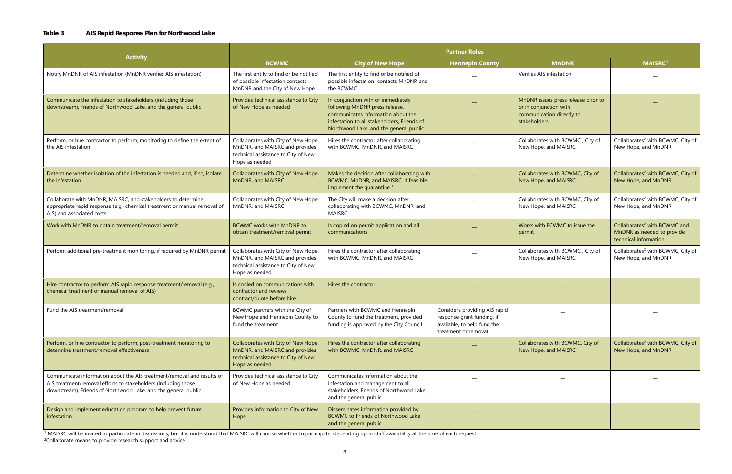**Table 3 AIS Rapid Response Plan for Northwood Lake**

| Activity | Partner Roles | | | | |
|---|---|---|---|---|---|
| | **BCWMC** | **City of New Hope** | **Hennepin County** | **MnDNR** | **MAISRC[1]** |
| Notify MnDNR of AIS infestation (MnDNR verifies AIS infestation) | The first entity to find or be notified of possible infestation contacts MnDNR and the City of New Hope | The first entity to find or be notified of possible infestation contacts MnDNR and the BCWMC | — | Verifies AIS infestation | — |
| Communicate the infestation to stakeholders (including those downstream), Friends of Northwood Lake, and the general public | Provides technical assistance to City of New Hope as needed | In conjunction with or immediately following MnDNR press release, communicates information about the infestation to all stakeholders, Friends of Northwood Lake, and the general public | — | MnDNR issues press release prior to or in conjunction with communication directly to stakeholders | — |
| Perform, or hire contractor to perform, monitoring to define the extent of the AIS infestation | Collaborates with City of New Hope, MnDNR, and MAISRC and provides technical assistance to City of New Hope as needed | Hires the contractor after collaborating with BCWMC, MnDNR, and MAISRC | — | Collaborates with BCWMC , City of New Hope, and MAISRC | Collaborates[2] with BCWMC, City of New Hope, and MnDNR |
| Determine whether isolation of the infestation is needed and, if so, isolate the infestation | Collaborates with City of New Hope, MnDNR, and MAISRC | Makes the decision after collaborating with BCWMC, MnDNR, and MAISRC. If feasible, implement the quarantine.[3] | — | Collaborates with BCWMC, City of New Hope, and MAISRC | Collaborates[2] with BCWMC, City of New Hope, and MnDNR |
| Collaborate with MnDNR, MAISRC, and stakeholders to determine appropriate rapid response (e.g., chemical treatment or manual removal of AIS) and associated costs | Collaborates with City of New Hope, MnDNR, and MAISRC | The City will make a decision after collaborating with BCWMC, MnDNR, and MAISRC | — | Collaborates with BCWMC, City of New Hope, and MAISRC | Collaborates[2] with BCWMC, City of New Hope, and MnDNR |
| Work with MnDNR to obtain treatment/removal permit | BCWMC works with MnDNR to obtain treatment/removal permit | Is copied on permit application and all communications | — | Works with BCWMC to issue the permit | Collaborates[2] with BCWMC and MnDNR as needed to provide technical information. |
| Perform additional pre-treatment monitoring, if required by MnDNR permit | Collaborates with City of New Hope, MnDNR, and MAISRC and provides technical assistance to City of New Hope as needed | Hires the contractor after collaborating with BCWMC, MnDNR, and MAISRC | — | Collaborates with BCWMC , City of New Hope, and MAISRC | Collaborates[2] with BCWMC, City of New Hope, and MnDNR |
| Hire contractor to perform AIS rapid response treatment/removal (e.g., chemical treatment or manual removal of AIS) | Is copied on communications with contractor and reviews contract/quote before hire | Hires the contractor | — | — | — |
| Fund the AIS treatment/removal | BCWMC partners with the City of New Hope and Hennepin County to fund the treatment | Partners with BCWMC and Hennepin County to fund the treatment, provided funding is approved by the City Council | Considers providing AIS rapid response grant funding, if available, to help fund the treatment or removal | — | — |
| Perform, or hire contractor to perform, post-treatment monitoring to determine treatment/removal effectiveness | Collaborates with City of New Hope, MnDNR, and MAISRC and provides technical assistance to City of New Hope as needed | Hires the contractor after collaborating with BCWMC, MnDNR, and MAISRC | — | Collaborates with BCWMC, City of New Hope, and MAISRC | Collaborates[2] with BCWMC, City of New Hope, and MnDNR |
| Communicate information about the AIS treatment/removal and results of AIS treatment/removal efforts to stakeholders (including those downstream), Friends of Northwood Lake, and the general public | Provides technical assistance to City of New Hope as needed | Communicates information about the infestation and management to all stakeholders, Friends of Northwood Lake, and the general public | — | — | — |
| Design and implement education program to help prevent future infestation | Provides information to City of New Hope | Disseminates information provided by BCWMC to Friends of Northwood Lake and the general public | — | — | — |

[1] MAISRC will be invited to participate in discussions, but it is understood that MAISRC will choose whether to participate, depending upon staff availability at the time of each request.
[2]Collaborate means to provide research support and advice..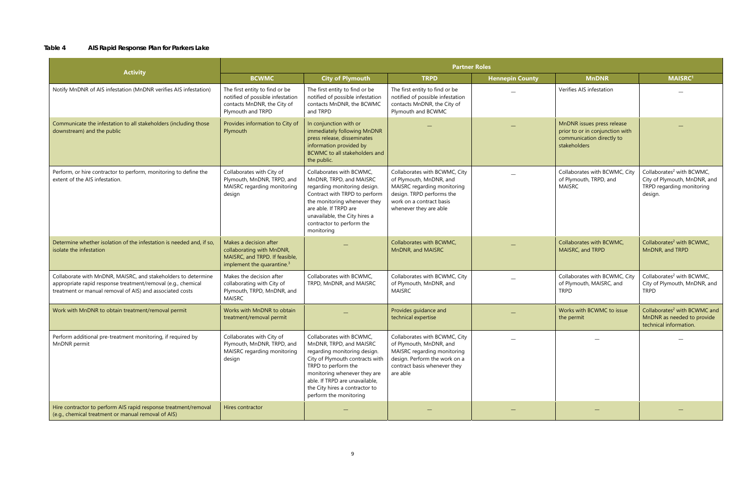**Table 4 AIS Rapid Response Plan for Parkers Lake**

| Activity | Partner Roles | | | | | |
|---|---|---|---|---|---|---|
| | **BCWMC** | **City of Plymouth** | **TRPD** | **Hennepin County** | **MnDNR** | **MAISRC**[1] |
| Notify MnDNR of AIS infestation (MnDNR verifies AIS infestation) | The first entity to find or be notified of possible infestation contacts MnDNR, the City of Plymouth and TRPD | The first entity to find or be notified of possible infestation contacts MnDNR, the BCWMC and TRPD | The first entity to find or be notified of possible infestation contacts MnDNR, the City of Plymouth and BCWMC | — | Verifies AIS infestation | — |
| Communicate the infestation to all stakeholders (including those downstream) and the public | Provides information to City of Plymouth | In conjunction with or immediately following MnDNR press release, disseminates information provided by BCWMC to all stakeholders and the public. | — | — | MnDNR issues press release prior to or in conjunction with communication directly to stakeholders | — |
| Perform, or hire contractor to perform, monitoring to define the extent of the AIS infestation. | Collaborates with City of Plymouth, MnDNR, TRPD, and MAISRC regarding monitoring design | Collaborates with BCWMC, MnDNR, TRPD, and MAISRC regarding monitoring design. Contract with TRPD to perform the monitoring whenever they are able. If TRPD are unavailable, the City hires a contractor to perform the monitoring | Collaborates with BCWMC, City of Plymouth, MnDNR, and MAISRC regarding monitoring design. TRPD performs the work on a contract basis whenever they are able | — | Collaborates with BCWMC, City of Plymouth, TRPD, and MAISRC | Collaborates[2] with BCWMC, City of Plymouth, MnDNR, and TRPD regarding monitoring design. |
| Determine whether isolation of the infestation is needed and, if so, isolate the infestation | Makes a decision after collaborating with MnDNR, MAISRC, and TRPD. If feasible, implement the quarantine.[3] | — | Collaborates with BCWMC, MnDNR, and MAISRC | — | Collaborates with BCWMC, MAISRC, and TRPD | Collaborates[2] with BCWMC, MnDNR, and TRPD |
| Collaborate with MnDNR, MAISRC, and stakeholders to determine appropriate rapid response treatment/removal (e.g., chemical treatment or manual removal of AIS) and associated costs | Makes the decision after collaborating with City of Plymouth, TRPD, MnDNR, and MAISRC | Collaborates with BCWMC, TRPD, MnDNR, and MAISRC | Collaborates with BCWMC, City of Plymouth, MnDNR, and MAISRC | — | Collaborates with BCWMC, City of Plymouth, MAISRC, and TRPD | Collaborates[2] with BCWMC, City of Plymouth, MnDNR, and TRPD |
| Work with MnDNR to obtain treatment/removal permit | Works with MnDNR to obtain treatment/removal permit | — | Provides guidance and technical expertise | — | Works with BCWMC to issue the permit | Collaborates[2] with BCWMC and MnDNR as needed to provide technical information. |
| Perform additional pre-treatment monitoring, if required by MnDNR permit | Collaborates with City of Plymouth, MnDNR, TRPD, and MAISRC regarding monitoring design | Collaborates with BCWMC, MnDNR, TRPD, and MAISRC regarding monitoring design. City of Plymouth contracts with TRPD to perform the monitoring whenever they are able. If TRPD are unavailable, the City hires a contractor to perform the monitoring | Collaborates with BCWMC, City of Plymouth, MnDNR, and MAISRC regarding monitoring design. Perform the work on a contract basis whenever they are able | — | — | — |
| Hire contractor to perform AIS rapid response treatment/removal (e.g., chemical treatment or manual removal of AIS) | Hires contractor | — | — | — | — | — |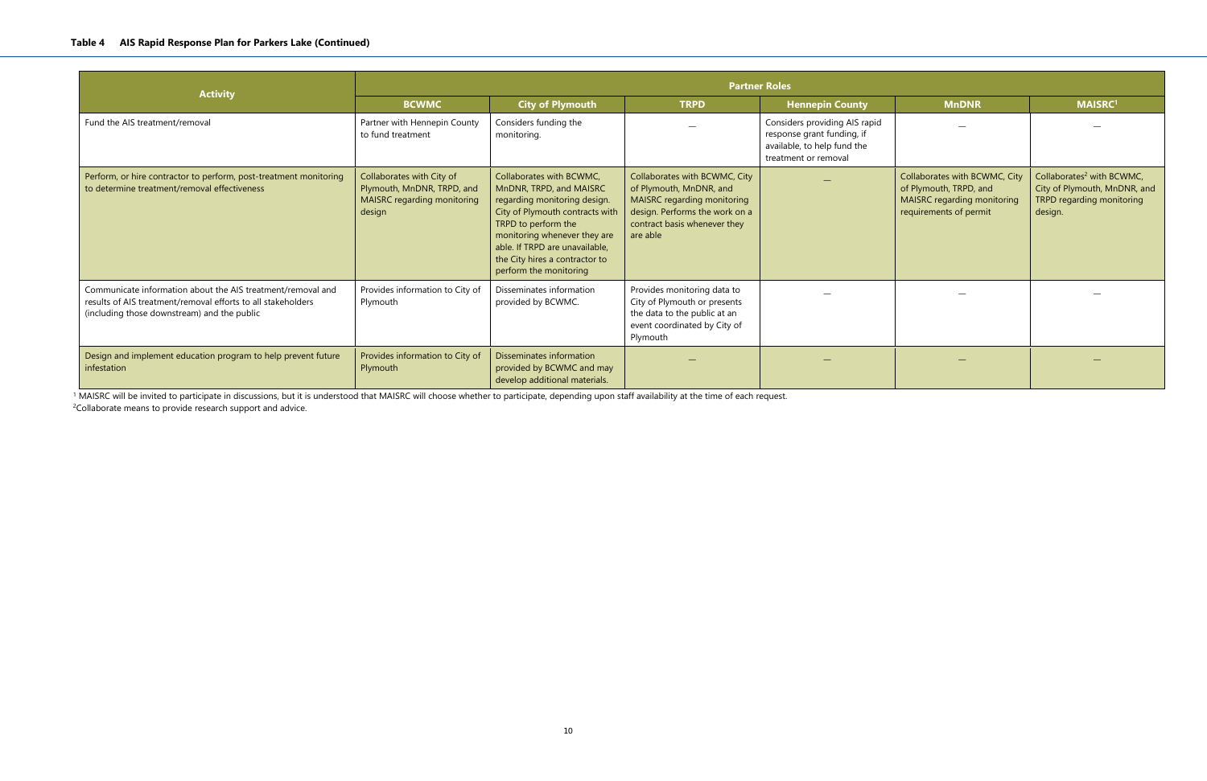**Table 4 AIS Rapid Response Plan for Parkers Lake (Continued)**

| Activity | Partner Roles | | | | | |
|---|---|---|---|---|---|---|
| | BCWMC | City of Plymouth | TRPD | Hennepin County | MnDNR | MAISRC[1] |
| Fund the AIS treatment/removal | Partner with Hennepin County to fund treatment | Considers funding the monitoring. | — | Considers providing AIS rapid response grant funding, if available, to help fund the treatment or removal | — | — |
| Perform, or hire contractor to perform, post-treatment monitoring to determine treatment/removal effectiveness | Collaborates with City of Plymouth, MnDNR, TRPD, and MAISRC regarding monitoring design | Collaborates with BCWMC, MnDNR, TRPD, and MAISRC regarding monitoring design. City of Plymouth contracts with TRPD to perform the monitoring whenever they are able. If TRPD are unavailable, the City hires a contractor to perform the monitoring | Collaborates with BCWMC, City of Plymouth, MnDNR, and MAISRC regarding monitoring design. Performs the work on a contract basis whenever they are able | — | Collaborates with BCWMC, City of Plymouth, TRPD, and MAISRC regarding monitoring requirements of permit | Collaborates[2] with BCWMC, City of Plymouth, MnDNR, and TRPD regarding monitoring design. |
| Communicate information about the AIS treatment/removal and results of AIS treatment/removal efforts to all stakeholders (including those downstream) and the public | Provides information to City of Plymouth | Disseminates information provided by BCWMC. | Provides monitoring data to City of Plymouth or presents the data to the public at an event coordinated by City of Plymouth | — | — | — |
| Design and implement education program to help prevent future infestation | Provides information to City of Plymouth | Disseminates information provided by BCWMC and may develop additional materials. | — | — | — | — |

[1] MAISRC will be invited to participate in discussions, but it is understood that MAISRC will choose whether to participate, depending upon staff availability at the time of each request.

[2] Collaborate means to provide research support and advice.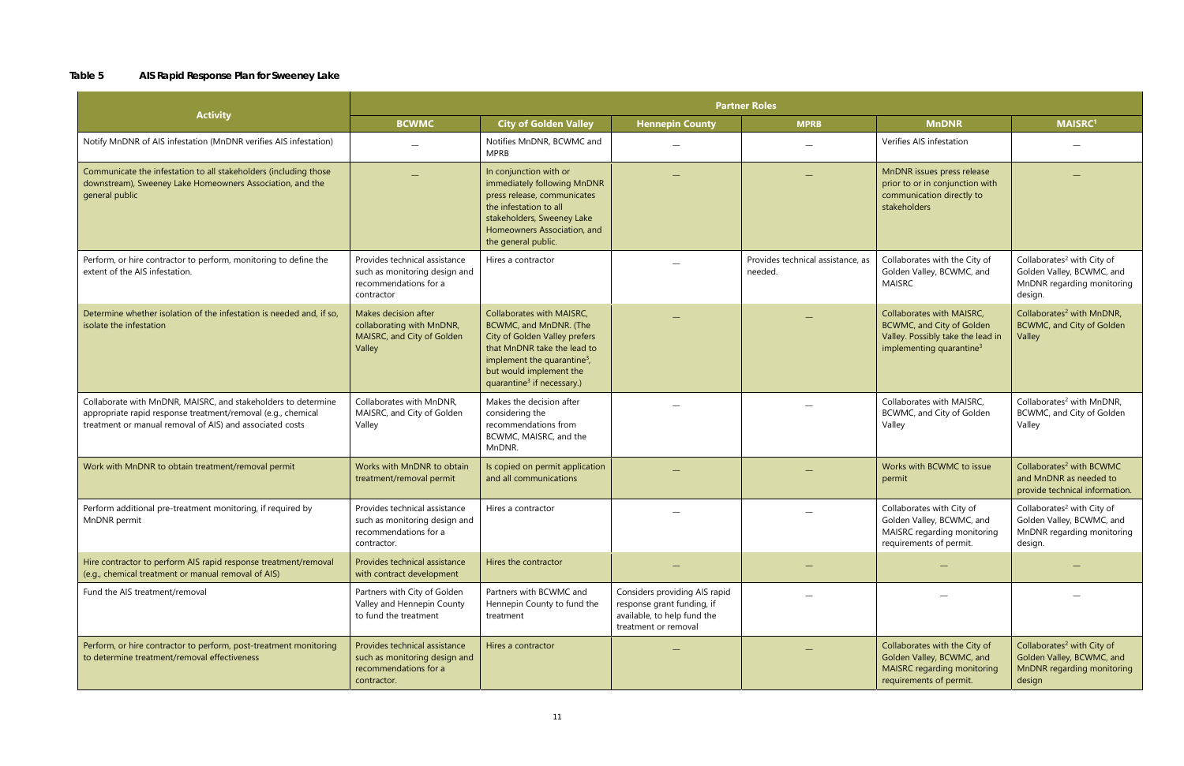**Table 5 AIS Rapid Response Plan for Sweeney Lake**

| Activity | Partner Roles | | | | | |
|---|---|---|---|---|---|---|
| | **BCWMC** | **City of Golden Valley** | **Hennepin County** | **MPRB** | **MnDNR** | **MAISRC[1]** |
| Notify MnDNR of AIS infestation (MnDNR verifies AIS infestation) | — | Notifies MnDNR, BCWMC and MPRB | — | — | Verifies AIS infestation | — |
| Communicate the infestation to all stakeholders (including those downstream), Sweeney Lake Homeowners Association, and the general public | — | In conjunction with or immediately following MnDNR press release, communicates the infestation to all stakeholders, Sweeney Lake Homeowners Association, and the general public. | — | — | MnDNR issues press release prior to or in conjunction with communication directly to stakeholders | — |
| Perform, or hire contractor to perform, monitoring to define the extent of the AIS infestation. | Provides technical assistance such as monitoring design and recommendations for a contractor | Hires a contractor | — | Provides technical assistance, as needed. | Collaborates with the City of Golden Valley, BCWMC, and MAISRC | Collaborates[2] with City of Golden Valley, BCWMC, and MnDNR regarding monitoring design. |
| Determine whether isolation of the infestation is needed and, if so, isolate the infestation | Makes decision after collaborating with MnDNR, MAISRC, and City of Golden Valley | Collaborates with MAISRC, BCWMC, and MnDNR. (The City of Golden Valley prefers that MnDNR take the lead to implement the quarantine[3], but would implement the quarantine[3] if necessary.) | — | — | Collaborates with MAISRC, BCWMC, and City of Golden Valley. Possibly take the lead in implementing quarantine[3] | Collaborates[2] with MnDNR, BCWMC, and City of Golden Valley |
| Collaborate with MnDNR, MAISRC, and stakeholders to determine appropriate rapid response treatment/removal (e.g., chemical treatment or manual removal of AIS) and associated costs | Collaborates with MnDNR, MAISRC, and City of Golden Valley | Makes the decision after considering the recommendations from BCWMC, MAISRC, and the MnDNR. | — | — | Collaborates with MAISRC, BCWMC, and City of Golden Valley | Collaborates[2] with MnDNR, BCWMC, and City of Golden Valley |
| Work with MnDNR to obtain treatment/removal permit | Works with MnDNR to obtain treatment/removal permit | Is copied on permit application and all communications | — | — | Works with BCWMC to issue permit | Collaborates[2] with BCWMC and MnDNR as needed to provide technical information. |
| Perform additional pre-treatment monitoring, if required by MnDNR permit | Provides technical assistance such as monitoring design and recommendations for a contractor. | Hires a contractor | — | — | Collaborates with City of Golden Valley, BCWMC, and MAISRC regarding monitoring requirements of permit. | Collaborates[2] with City of Golden Valley, BCWMC, and MnDNR regarding monitoring design. |
| Hire contractor to perform AIS rapid response treatment/removal (e.g., chemical treatment or manual removal of AIS) | Provides technical assistance with contract development | Hires the contractor | — | — | — | — |
| Fund the AIS treatment/removal | Partners with City of Golden Valley and Hennepin County to fund the treatment | Partners with BCWMC and Hennepin County to fund the treatment | Considers providing AIS rapid response grant funding, if available, to help fund the treatment or removal | — | — | — |
| Perform, or hire contractor to perform, post-treatment monitoring to determine treatment/removal effectiveness | Provides technical assistance such as monitoring design and recommendations for a contractor. | Hires a contractor | — | — | Collaborates with the City of Golden Valley, BCWMC, and MAISRC regarding monitoring requirements of permit. | Collaborates[2] with City of Golden Valley, BCWMC, and MnDNR regarding monitoring design |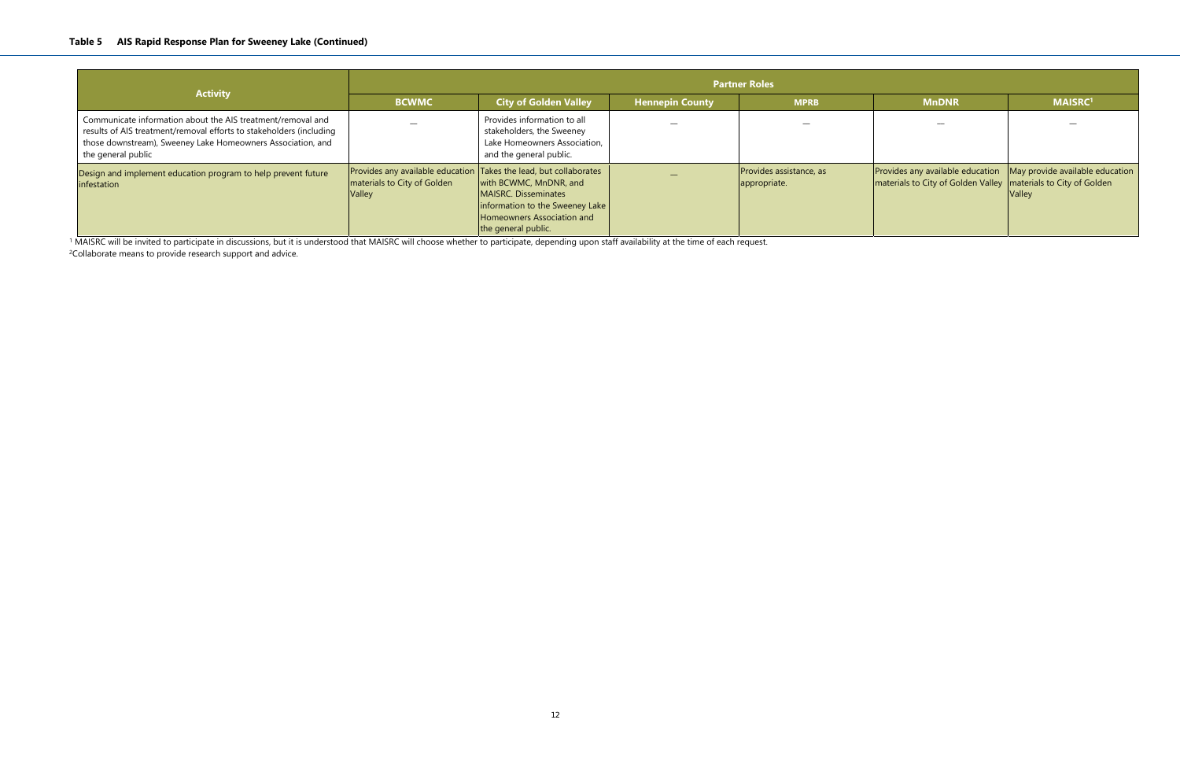**Table 5 AIS Rapid Response Plan for Sweeney Lake (Continued)**

| Activity | Partner Roles | | | | | |
|---|---|---|---|---|---|---|
| | BCWMC | City of Golden Valley | Hennepin County | MPRB | MnDNR | MAISRC[1] |
| Communicate information about the AIS treatment/removal and results of AIS treatment/removal efforts to stakeholders (including those downstream), Sweeney Lake Homeowners Association, and the general public | — | Provides information to all stakeholders, the Sweeney Lake Homeowners Association, and the general public. | — | — | — | — |
| Design and implement education program to help prevent future infestation | Provides any available education materials to City of Golden Valley | Takes the lead, but collaborates with BCWMC, MnDNR, and MAISRC. Disseminates information to the Sweeney Lake Homeowners Association and the general public. | — | Provides assistance, as appropriate. | Provides any available education materials to City of Golden Valley | May provide available education materials to City of Golden Valley |

[1] MAISRC will be invited to participate in discussions, but it is understood that MAISRC will choose whether to participate, depending upon staff availability at the time of each request.

[2]Collaborate means to provide research support and advice.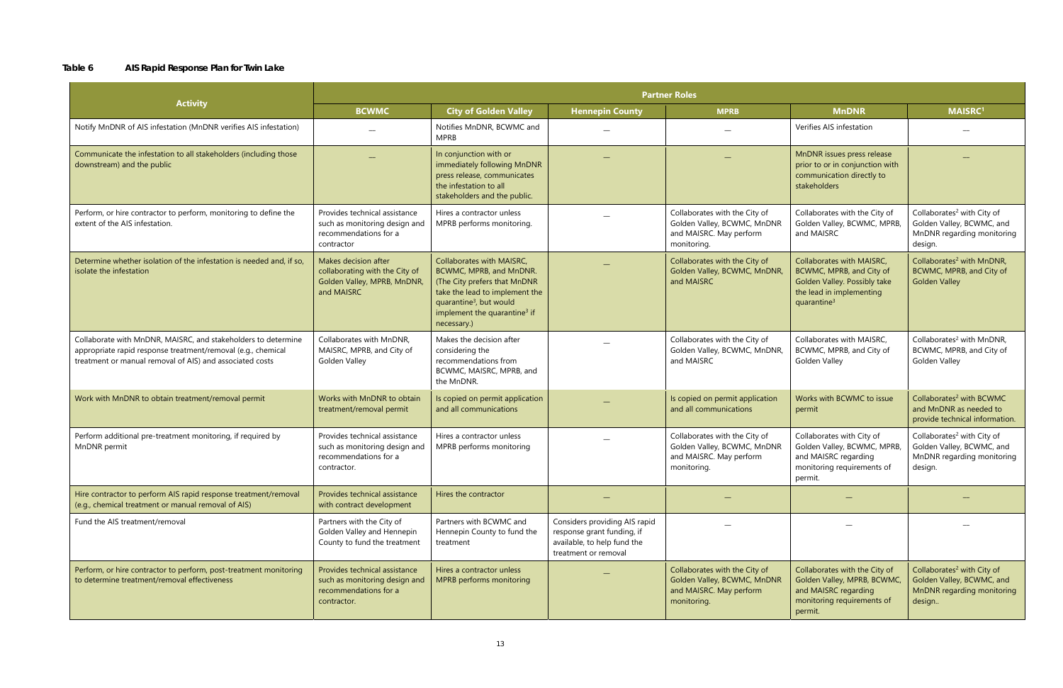**Table 6 AIS Rapid Response Plan for Twin Lake**

| Activity | Partner Roles | | | | | |
|---|---|---|---|---|---|---|
| | **BCWMC** | **City of Golden Valley** | **Hennepin County** | **MPRB** | **MnDNR** | **MAISRC[1]** |
| Notify MnDNR of AIS infestation (MnDNR verifies AIS infestation) | — | Notifies MnDNR, BCWMC and MPRB | — | — | Verifies AIS infestation | — |
| Communicate the infestation to all stakeholders (including those downstream) and the public | — | In conjunction with or immediately following MnDNR press release, communicates the infestation to all stakeholders and the public. | — | — | MnDNR issues press release prior to or in conjunction with communication directly to stakeholders | — |
| Perform, or hire contractor to perform, monitoring to define the extent of the AIS infestation. | Provides technical assistance such as monitoring design and recommendations for a contractor | Hires a contractor unless MPRB performs monitoring. | — | Collaborates with the City of Golden Valley, BCWMC, MnDNR and MAISRC. May perform monitoring. | Collaborates with the City of Golden Valley, BCWMC, MPRB, and MAISRC | Collaborates[2] with City of Golden Valley, BCWMC, and MnDNR regarding monitoring design. |
| Determine whether isolation of the infestation is needed and, if so, isolate the infestation | Makes decision after collaborating with the City of Golden Valley, MPRB, MnDNR, and MAISRC | Collaborates with MAISRC, BCWMC, MPRB, and MnDNR. (The City prefers that MnDNR take the lead to implement the quarantine[3], but would implement the quarantine[3] if necessary.) | — | Collaborates with the City of Golden Valley, BCWMC, MnDNR, and MAISRC | Collaborates with MAISRC, BCWMC, MPRB, and City of Golden Valley. Possibly take the lead in implementing quarantine[3] | Collaborates[2] with MnDNR, BCWMC, MPRB, and City of Golden Valley |
| Collaborate with MnDNR, MAISRC, and stakeholders to determine appropriate rapid response treatment/removal (e.g., chemical treatment or manual removal of AIS) and associated costs | Collaborates with MnDNR, MAISRC, MPRB, and City of Golden Valley | Makes the decision after considering the recommendations from BCWMC, MAISRC, MPRB, and the MnDNR. | — | Collaborates with the City of Golden Valley, BCWMC, MnDNR, and MAISRC | Collaborates with MAISRC, BCWMC, MPRB, and City of Golden Valley | Collaborates[2] with MnDNR, BCWMC, MPRB, and City of Golden Valley |
| Work with MnDNR to obtain treatment/removal permit | Works with MnDNR to obtain treatment/removal permit | Is copied on permit application and all communications | — | Is copied on permit application and all communications | Works with BCWMC to issue permit | Collaborates[2] with BCWMC and MnDNR as needed to provide technical information. |
| Perform additional pre-treatment monitoring, if required by MnDNR permit | Provides technical assistance such as monitoring design and recommendations for a contractor. | Hires a contractor unless MPRB performs monitoring | — | Collaborates with the City of Golden Valley, BCWMC, MnDNR and MAISRC. May perform monitoring. | Collaborates with City of Golden Valley, BCWMC, MPRB, and MAISRC regarding monitoring requirements of permit. | Collaborates[2] with City of Golden Valley, BCWMC, and MnDNR regarding monitoring design. |
| Hire contractor to perform AIS rapid response treatment/removal (e.g., chemical treatment or manual removal of AIS) | Provides technical assistance with contract development | Hires the contractor | — | — | — | — |
| Fund the AIS treatment/removal | Partners with the City of Golden Valley and Hennepin County to fund the treatment | Partners with BCWMC and Hennepin County to fund the treatment | Considers providing AIS rapid response grant funding, if available, to help fund the treatment or removal | — | — | — |
| Perform, or hire contractor to perform, post-treatment monitoring to determine treatment/removal effectiveness | Provides technical assistance such as monitoring design and recommendations for a contractor. | Hires a contractor unless MPRB performs monitoring | — | Collaborates with the City of Golden Valley, BCWMC, MnDNR and MAISRC. May perform monitoring. | Collaborates with the City of Golden Valley, MPRB, BCWMC, and MAISRC regarding monitoring requirements of permit. | Collaborates[2] with City of Golden Valley, BCWMC, and MnDNR regarding monitoring design.. |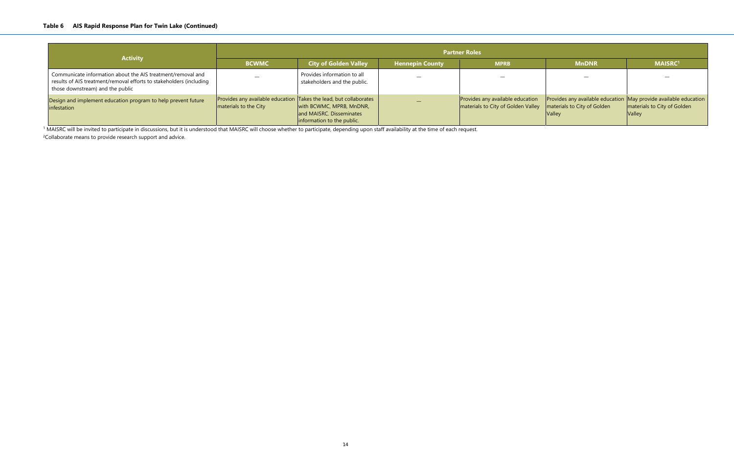**Table 6 AIS Rapid Response Plan for Twin Lake (Continued)**

| Activity | Partner Roles | | | | | |
|---|---|---|---|---|---|---|
| | BCWMC | City of Golden Valley | Hennepin County | MPRB | MnDNR | MAISRC[1] |
| Communicate information about the AIS treatment/removal and results of AIS treatment/removal efforts to stakeholders (including those downstream) and the public | — | Provides information to all stakeholders and the public. | — | — | — | — |
| Design and implement education program to help prevent future infestation | Provides any available education materials to the City | Takes the lead, but collaborates with BCWMC, MPRB, MnDNR, and MAISRC. Disseminates information to the public. | — | Provides any available education materials to City of Golden Valley | Provides any available education materials to City of Golden Valley | May provide available education materials to City of Golden Valley |

[1] MAISRC will be invited to participate in discussions, but it is understood that MAISRC will choose whether to participate, depending upon staff availability at the time of each request.

[2]Collaborate means to provide research support and advice.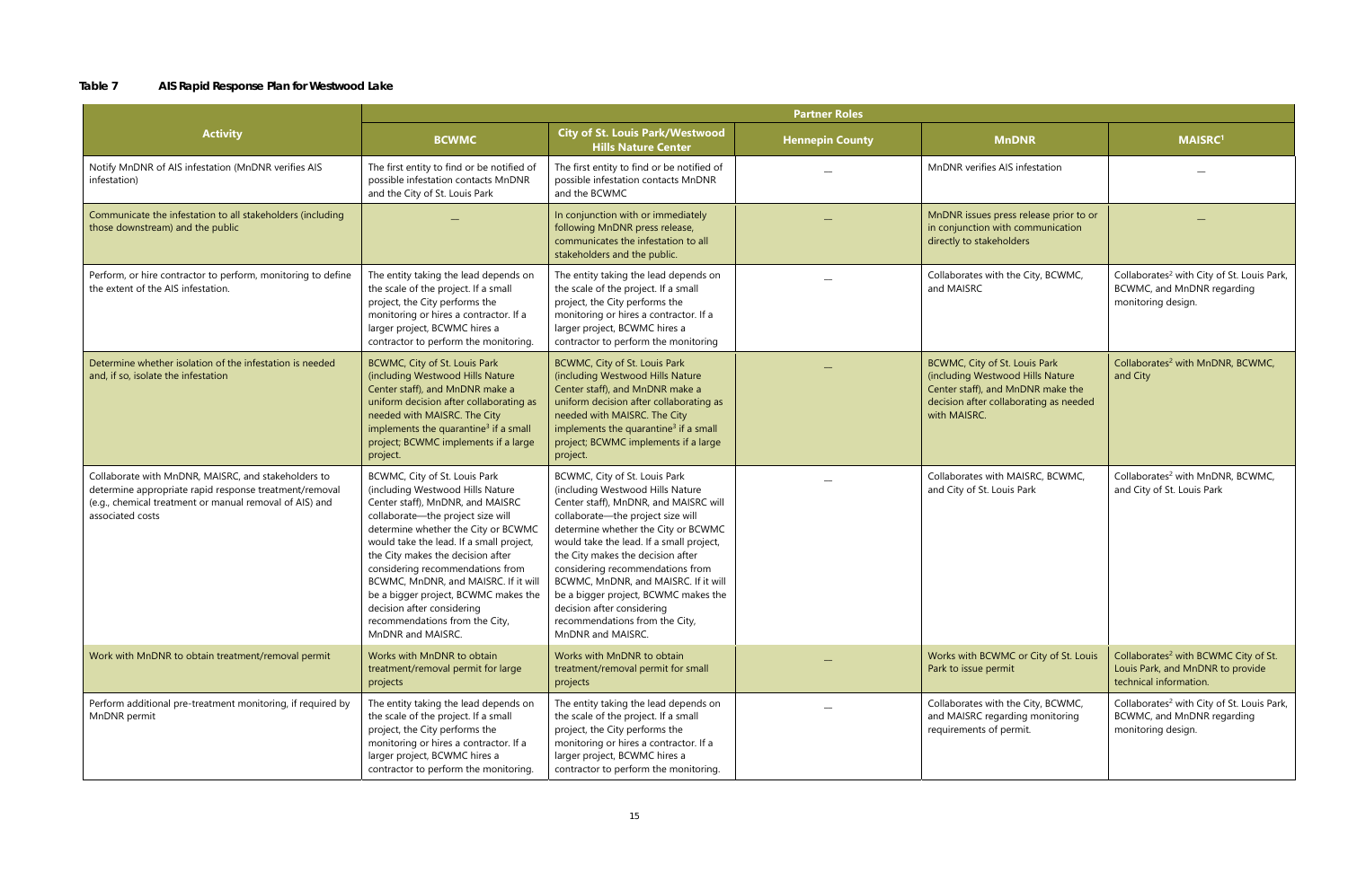**Table 7 AIS Rapid Response Plan for Westwood Lake**

| Activity | Partner Roles | | | | |
|---|---|---|---|---|---|
| | **BCWMC** | **City of St. Louis Park/Westwood Hills Nature Center** | **Hennepin County** | **MnDNR** | **MAISRC[1]** |
| Notify MnDNR of AIS infestation (MnDNR verifies AIS infestation) | The first entity to find or be notified of possible infestation contacts MnDNR and the City of St. Louis Park | The first entity to find or be notified of possible infestation contacts MnDNR and the BCWMC | — | MnDNR verifies AIS infestation | — |
| Communicate the infestation to all stakeholders (including those downstream) and the public | — | In conjunction with or immediately following MnDNR press release, communicates the infestation to all stakeholders and the public. | — | MnDNR issues press release prior to or in conjunction with communication directly to stakeholders | — |
| Perform, or hire contractor to perform, monitoring to define the extent of the AIS infestation. | The entity taking the lead depends on the scale of the project. If a small project, the City performs the monitoring or hires a contractor. If a larger project, BCWMC hires a contractor to perform the monitoring. | The entity taking the lead depends on the scale of the project. If a small project, the City performs the monitoring or hires a contractor. If a larger project, BCWMC hires a contractor to perform the monitoring | — | Collaborates with the City, BCWMC, and MAISRC | Collaborates[2] with City of St. Louis Park, BCWMC, and MnDNR regarding monitoring design. |
| Determine whether isolation of the infestation is needed and, if so, isolate the infestation | BCWMC, City of St. Louis Park (including Westwood Hills Nature Center staff), and MnDNR make a uniform decision after collaborating as needed with MAISRC. The City implements the quarantine[3] if a small project; BCWMC implements if a large project. | BCWMC, City of St. Louis Park (including Westwood Hills Nature Center staff), and MnDNR make a uniform decision after collaborating as needed with MAISRC. The City implements the quarantine[3] if a small project; BCWMC implements if a large project. | — | BCWMC, City of St. Louis Park (including Westwood Hills Nature Center staff), and MnDNR make the decision after collaborating as needed with MAISRC. | Collaborates[2] with MnDNR, BCWMC, and City |
| Collaborate with MnDNR, MAISRC, and stakeholders to determine appropriate rapid response treatment/removal (e.g., chemical treatment or manual removal of AIS) and associated costs | BCWMC, City of St. Louis Park (including Westwood Hills Nature Center staff), MnDNR, and MAISRC collaborate—the project size will determine whether the City or BCWMC would take the lead. If a small project, the City makes the decision after considering recommendations from BCWMC, MnDNR, and MAISRC. If it will be a bigger project, BCWMC makes the decision after considering recommendations from the City, MnDNR and MAISRC. | BCWMC, City of St. Louis Park (including Westwood Hills Nature Center staff), MnDNR, and MAISRC will collaborate—the project size will determine whether the City or BCWMC would take the lead. If a small project, the City makes the decision after considering recommendations from BCWMC, MnDNR, and MAISRC. If it will be a bigger project, BCWMC makes the decision after considering recommendations from the City, MnDNR and MAISRC. | — | Collaborates with MAISRC, BCWMC, and City of St. Louis Park | Collaborates[2] with MnDNR, BCWMC, and City of St. Louis Park |
| Work with MnDNR to obtain treatment/removal permit | Works with MnDNR to obtain treatment/removal permit for large projects | Works with MnDNR to obtain treatment/removal permit for small projects | — | Works with BCWMC or City of St. Louis Park to issue permit | Collaborates[2] with BCWMC City of St. Louis Park, and MnDNR to provide technical information. |
| Perform additional pre-treatment monitoring, if required by MnDNR permit | The entity taking the lead depends on the scale of the project. If a small project, the City performs the monitoring or hires a contractor. If a larger project, BCWMC hires a contractor to perform the monitoring. | The entity taking the lead depends on the scale of the project. If a small project, the City performs the monitoring or hires a contractor. If a larger project, BCWMC hires a contractor to perform the monitoring. | — | Collaborates with the City, BCWMC, and MAISRC regarding monitoring requirements of permit. | Collaborates[2] with City of St. Louis Park, BCWMC, and MnDNR regarding monitoring design. |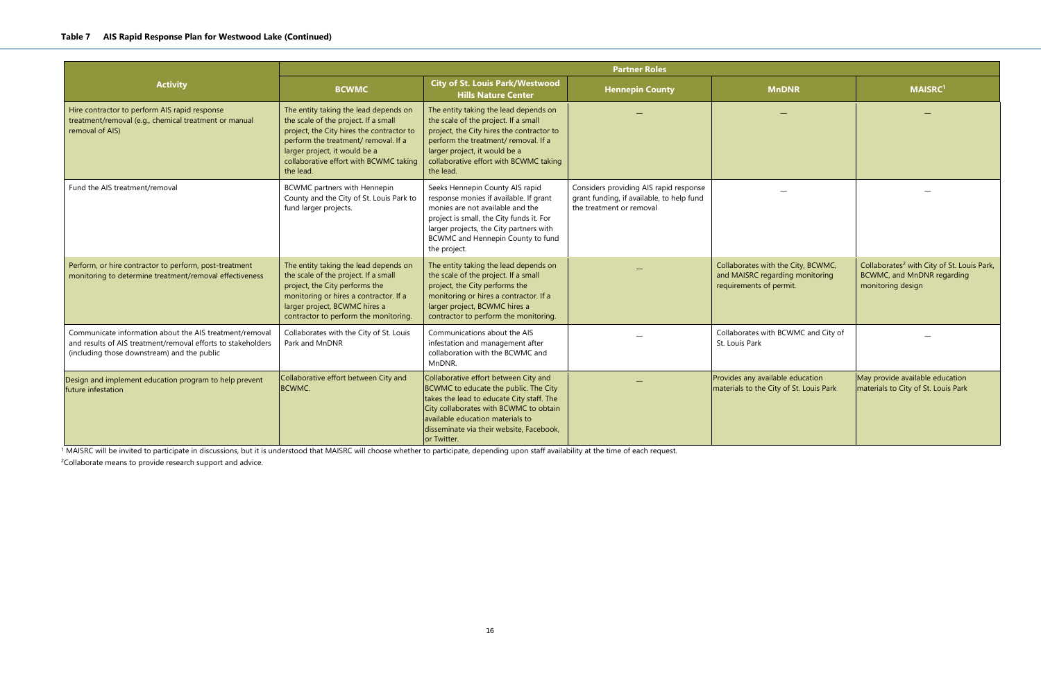**Table 7 AIS Rapid Response Plan for Westwood Lake (Continued)**

| Activity | Partner Roles | | | | |
|---|---|---|---|---|---|
| | BCWMC | City of St. Louis Park/Westwood Hills Nature Center | Hennepin County | MnDNR | MAISRC[1] |
| Hire contractor to perform AIS rapid response treatment/removal (e.g., chemical treatment or manual removal of AIS) | The entity taking the lead depends on the scale of the project. If a small project, the City hires the contractor to perform the treatment/ removal. If a larger project, it would be a collaborative effort with BCWMC taking the lead. | The entity taking the lead depends on the scale of the project. If a small project, the City hires the contractor to perform the treatment/ removal. If a larger project, it would be a collaborative effort with BCWMC taking the lead. | — | — | — |
| Fund the AIS treatment/removal | BCWMC partners with Hennepin County and the City of St. Louis Park to fund larger projects. | Seeks Hennepin County AIS rapid response monies if available. If grant monies are not available and the project is small, the City funds it. For larger projects, the City partners with BCWMC and Hennepin County to fund the project. | Considers providing AIS rapid response grant funding, if available, to help fund the treatment or removal | — | — |
| Perform, or hire contractor to perform, post-treatment monitoring to determine treatment/removal effectiveness | The entity taking the lead depends on the scale of the project. If a small project, the City performs the monitoring or hires a contractor. If a larger project, BCWMC hires a contractor to perform the monitoring. | The entity taking the lead depends on the scale of the project. If a small project, the City performs the monitoring or hires a contractor. If a larger project, BCWMC hires a contractor to perform the monitoring. | — | Collaborates with the City, BCWMC, and MAISRC regarding monitoring requirements of permit. | Collaborates[2] with City of St. Louis Park, BCWMC, and MnDNR regarding monitoring design |
| Communicate information about the AIS treatment/removal and results of AIS treatment/removal efforts to stakeholders (including those downstream) and the public | Collaborates with the City of St. Louis Park and MnDNR | Communications about the AIS infestation and management after collaboration with the BCWMC and MnDNR. | — | Collaborates with BCWMC and City of St. Louis Park | — |
| Design and implement education program to help prevent future infestation | Collaborative effort between City and BCWMC. | Collaborative effort between City and BCWMC to educate the public. The City takes the lead to educate City staff. The City collaborates with BCWMC to obtain available education materials to disseminate via their website, Facebook, or Twitter. | — | Provides any available education materials to the City of St. Louis Park | May provide available education materials to City of St. Louis Park |

[1] MAISRC will be invited to participate in discussions, but it is understood that MAISRC will choose whether to participate, depending upon staff availability at the time of each request.

[2]Collaborate means to provide research support and advice.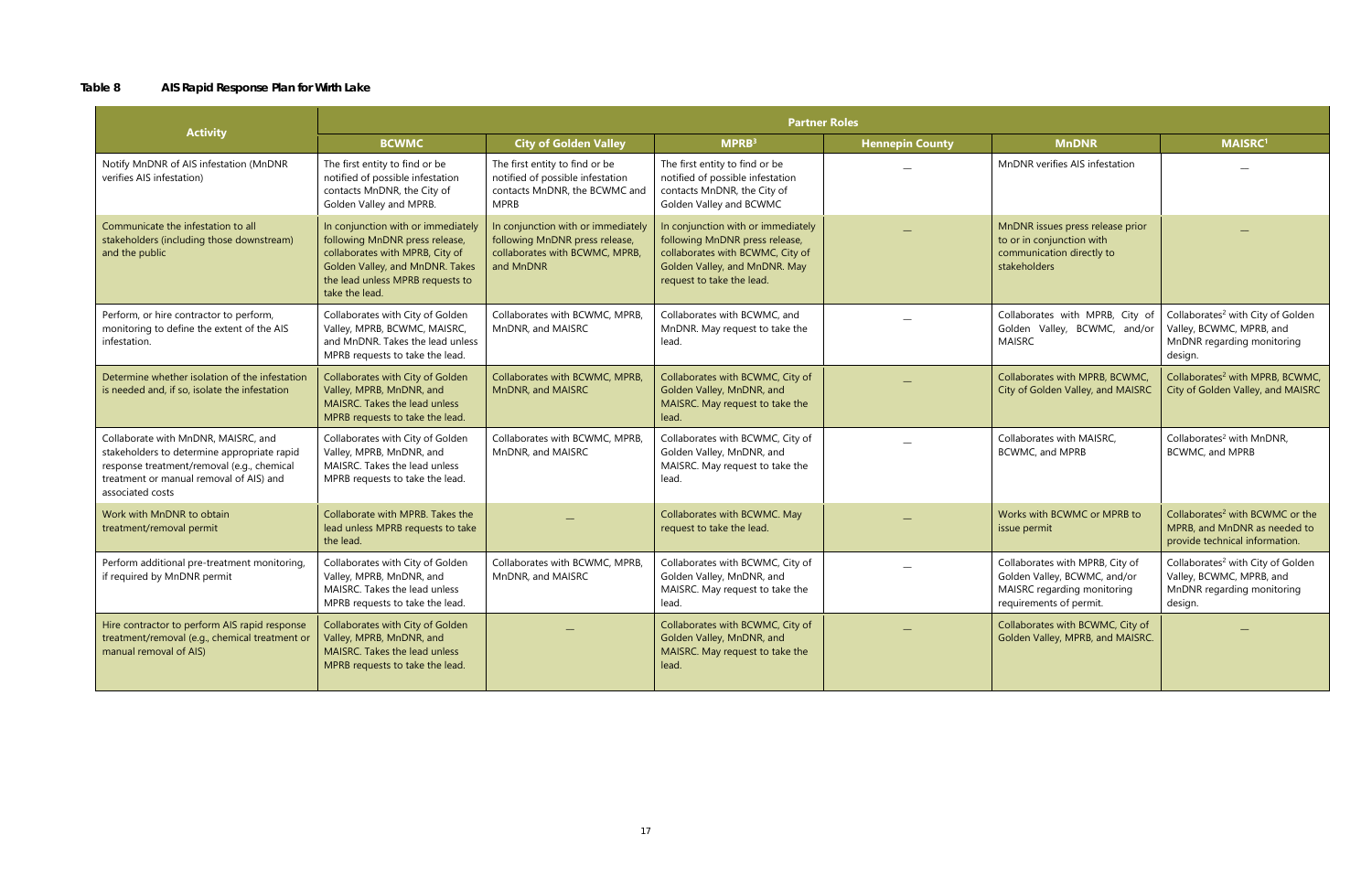**Table 8 AIS Rapid Response Plan for Wirth Lake**

| Activity | Partner Roles | | | | | |
|---|---|---|---|---|---|---|
| | BCWMC | City of Golden Valley | MPRB[3] | Hennepin County | MnDNR | MAISRC[1] |
| Notify MnDNR of AIS infestation (MnDNR verifies AIS infestation) | The first entity to find or be notified of possible infestation contacts MnDNR, the City of Golden Valley and MPRB. | The first entity to find or be notified of possible infestation contacts MnDNR, the BCWMC and MPRB | The first entity to find or be notified of possible infestation contacts MnDNR, the City of Golden Valley and BCWMC | — | MnDNR verifies AIS infestation | — |
| Communicate the infestation to all stakeholders (including those downstream) and the public | In conjunction with or immediately following MnDNR press release, collaborates with MPRB, City of Golden Valley, and MnDNR. Takes the lead unless MPRB requests to take the lead. | In conjunction with or immediately following MnDNR press release, collaborates with BCWMC, MPRB, and MnDNR | In conjunction with or immediately following MnDNR press release, collaborates with BCWMC, City of Golden Valley, and MnDNR. May request to take the lead. | — | MnDNR issues press release prior to or in conjunction with communication directly to stakeholders | — |
| Perform, or hire contractor to perform, monitoring to define the extent of the AIS infestation. | Collaborates with City of Golden Valley, MPRB, BCWMC, MAISRC, and MnDNR. Takes the lead unless MPRB requests to take the lead. | Collaborates with BCWMC, MPRB, MnDNR, and MAISRC | Collaborates with BCWMC, and MnDNR. May request to take the lead. | — | Collaborates with MPRB, City of Golden Valley, BCWMC, and/or MAISRC | Collaborates[2] with City of Golden Valley, BCWMC, MPRB, and MnDNR regarding monitoring design. |
| Determine whether isolation of the infestation is needed and, if so, isolate the infestation | Collaborates with City of Golden Valley, MPRB, MnDNR, and MAISRC. Takes the lead unless MPRB requests to take the lead. | Collaborates with BCWMC, MPRB, MnDNR, and MAISRC | Collaborates with BCWMC, City of Golden Valley, MnDNR, and MAISRC. May request to take the lead. | — | Collaborates with MPRB, BCWMC, City of Golden Valley, and MAISRC | Collaborates[2] with MPRB, BCWMC, City of Golden Valley, and MAISRC |
| Collaborate with MnDNR, MAISRC, and stakeholders to determine appropriate rapid response treatment/removal (e.g., chemical treatment or manual removal of AIS) and associated costs | Collaborates with City of Golden Valley, MPRB, MnDNR, and MAISRC. Takes the lead unless MPRB requests to take the lead. | Collaborates with BCWMC, MPRB, MnDNR, and MAISRC | Collaborates with BCWMC, City of Golden Valley, MnDNR, and MAISRC. May request to take the lead. | — | Collaborates with MAISRC, BCWMC, and MPRB | Collaborates[2] with MnDNR, BCWMC, and MPRB |
| Work with MnDNR to obtain treatment/removal permit | Collaborate with MPRB. Takes the lead unless MPRB requests to take the lead. | — | Collaborates with BCWMC. May request to take the lead. | — | Works with BCWMC or MPRB to issue permit | Collaborates[2] with BCWMC or the MPRB, and MnDNR as needed to provide technical information. |
| Perform additional pre-treatment monitoring, if required by MnDNR permit | Collaborates with City of Golden Valley, MPRB, MnDNR, and MAISRC. Takes the lead unless MPRB requests to take the lead. | Collaborates with BCWMC, MPRB, MnDNR, and MAISRC | Collaborates with BCWMC, City of Golden Valley, MnDNR, and MAISRC. May request to take the lead. | — | Collaborates with MPRB, City of Golden Valley, BCWMC, and/or MAISRC regarding monitoring requirements of permit. | Collaborates[2] with City of Golden Valley, BCWMC, MPRB, and MnDNR regarding monitoring design. |
| Hire contractor to perform AIS rapid response treatment/removal (e.g., chemical treatment or manual removal of AIS) | Collaborates with City of Golden Valley, MPRB, MnDNR, and MAISRC. Takes the lead unless MPRB requests to take the lead. | — | Collaborates with BCWMC, City of Golden Valley, MnDNR, and MAISRC. May request to take the lead. | — | Collaborates with BCWMC, City of Golden Valley, MPRB, and MAISRC. | — |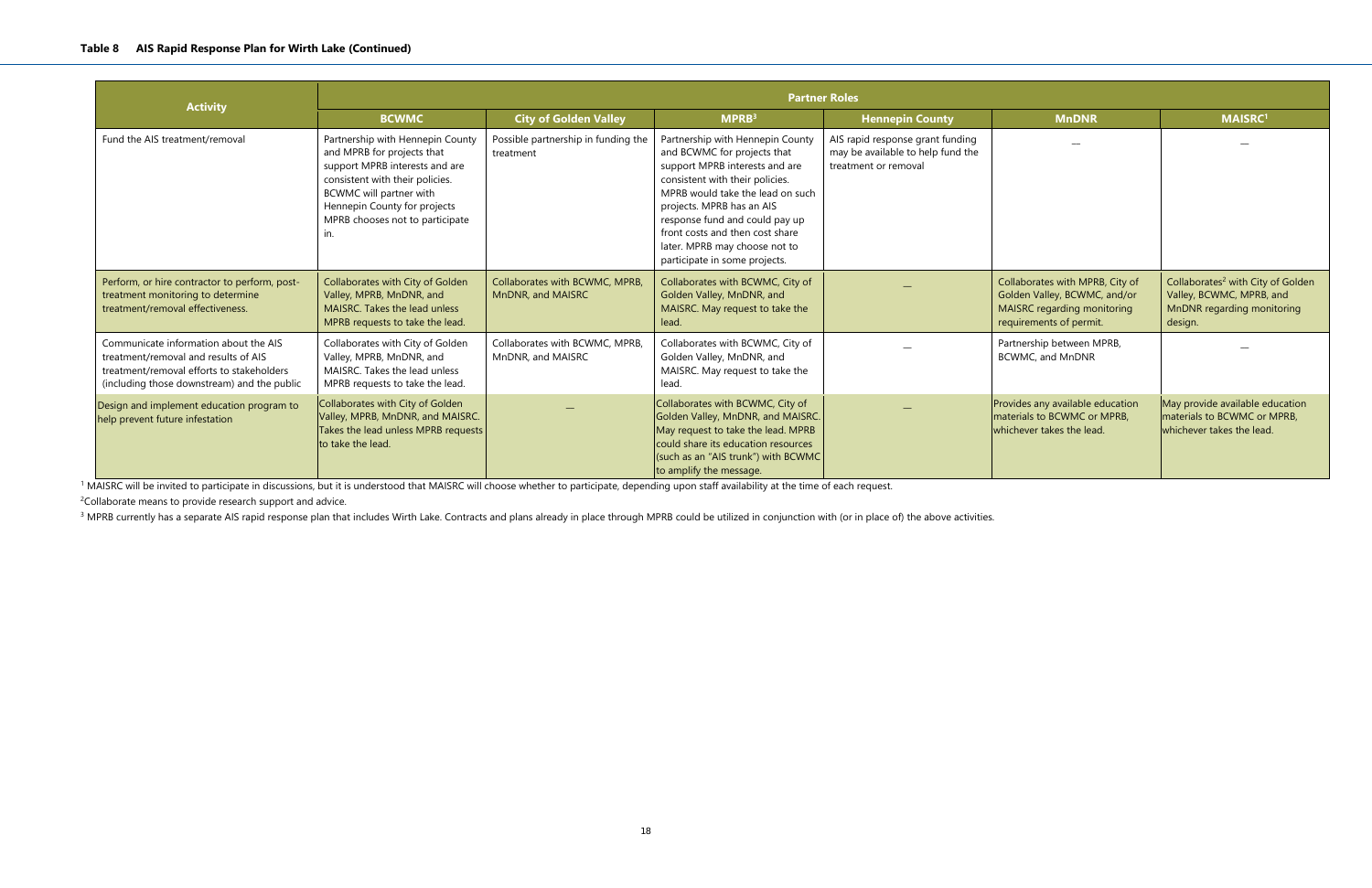**Table 8 AIS Rapid Response Plan for Wirth Lake (Continued)**

| Activity | Partner Roles | | | | | |
|---|---|---|---|---|---|---|
| | BCWMC | City of Golden Valley | MPRB[3] | Hennepin County | MnDNR | MAISRC[1] |
| Fund the AIS treatment/removal | Partnership with Hennepin County and MPRB for projects that support MPRB interests and are consistent with their policies. BCWMC will partner with Hennepin County for projects MPRB chooses not to participate in. | Possible partnership in funding the treatment | Partnership with Hennepin County and BCWMC for projects that support MPRB interests and are consistent with their policies. MPRB would take the lead on such projects. MPRB has an AIS response fund and could pay up front costs and then cost share later. MPRB may choose not to participate in some projects. | AIS rapid response grant funding may be available to help fund the treatment or removal | — | — |
| Perform, or hire contractor to perform, post-treatment monitoring to determine treatment/removal effectiveness. | Collaborates with City of Golden Valley, MPRB, MnDNR, and MAISRC. Takes the lead unless MPRB requests to take the lead. | Collaborates with BCWMC, MPRB, MnDNR, and MAISRC | Collaborates with BCWMC, City of Golden Valley, MnDNR, and MAISRC. May request to take the lead. | — | Collaborates with MPRB, City of Golden Valley, BCWMC, and/or MAISRC regarding monitoring requirements of permit. | Collaborates[2] with City of Golden Valley, BCWMC, MPRB, and MnDNR regarding monitoring design. |
| Communicate information about the AIS treatment/removal and results of AIS treatment/removal efforts to stakeholders (including those downstream) and the public | Collaborates with City of Golden Valley, MPRB, MnDNR, and MAISRC. Takes the lead unless MPRB requests to take the lead. | Collaborates with BCWMC, MPRB, MnDNR, and MAISRC | Collaborates with BCWMC, City of Golden Valley, MnDNR, and MAISRC. May request to take the lead. | — | Partnership between MPRB, BCWMC, and MnDNR | — |
| Design and implement education program to help prevent future infestation | Collaborates with City of Golden Valley, MPRB, MnDNR, and MAISRC. Takes the lead unless MPRB requests to take the lead. | — | Collaborates with BCWMC, City of Golden Valley, MnDNR, and MAISRC. May request to take the lead. MPRB could share its education resources (such as an "AIS trunk") with BCWMC to amplify the message. | — | Provides any available education materials to BCWMC or MPRB, whichever takes the lead. | May provide available education materials to BCWMC or MPRB, whichever takes the lead. |

[1] MAISRC will be invited to participate in discussions, but it is understood that MAISRC will choose whether to participate, depending upon staff availability at the time of each request.

[2] Collaborate means to provide research support and advice.

[3] MPRB currently has a separate AIS rapid response plan that includes Wirth Lake. Contracts and plans already in place through MPRB could be utilized in conjunction with (or in place of) the above activities.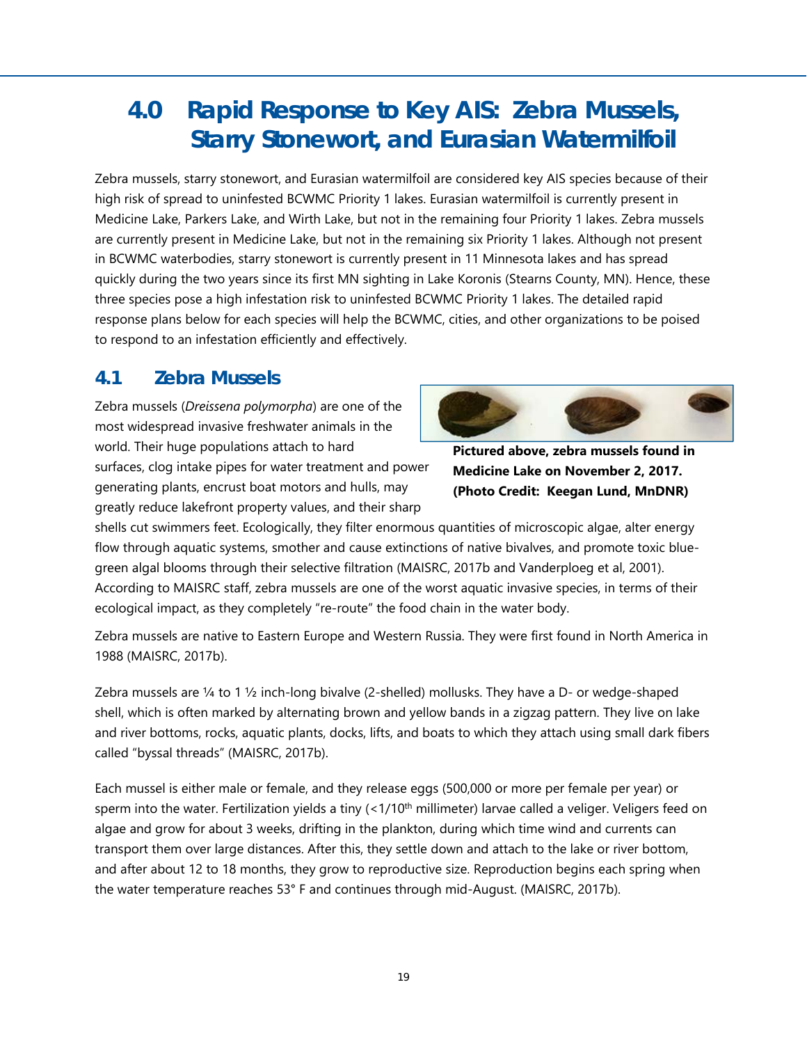# 4.0 Rapid Response to Key AIS: Zebra Mussels, Starry Stonewort, and Eurasian Watermilfoil

Zebra mussels, starry stonewort, and Eurasian watermilfoil are considered key AIS species because of their high risk of spread to uninfested BCWMC Priority 1 lakes. Eurasian watermilfoil is currently present in Medicine Lake, Parkers Lake, and Wirth Lake, but not in the remaining four Priority 1 lakes. Zebra mussels are currently present in Medicine Lake, but not in the remaining six Priority 1 lakes. Although not present in BCWMC waterbodies, starry stonewort is currently present in 11 Minnesota lakes and has spread quickly during the two years since its first MN sighting in Lake Koronis (Stearns County, MN). Hence, these three species pose a high infestation risk to uninfested BCWMC Priority 1 lakes. The detailed rapid response plans below for each species will help the BCWMC, cities, and other organizations to be poised to respond to an infestation efficiently and effectively.

## 4.1 Zebra Mussels

**Pictured above, zebra mussels found in Medicine Lake on November 2, 2017. (Photo Credit: Keegan Lund, MnDNR)**

Zebra mussels (*Dreissena polymorpha*) are one of the most widespread invasive freshwater animals in the world. Their huge populations attach to hard surfaces, clog intake pipes for water treatment and power generating plants, encrust boat motors and hulls, may greatly reduce lakefront property values, and their sharp shells cut swimmers feet. Ecologically, they filter enormous quantities of microscopic algae, alter energy flow through aquatic systems, smother and cause extinctions of native bivalves, and promote toxic blue-green algal blooms through their selective filtration (MAISRC, 2017b and Vanderploeg et al, 2001). According to MAISRC staff, zebra mussels are one of the worst aquatic invasive species, in terms of their ecological impact, as they completely "re-route" the food chain in the water body.

Zebra mussels are native to Eastern Europe and Western Russia. They were first found in North America in 1988 (MAISRC, 2017b).

Zebra mussels are ¼ to 1 ½ inch-long bivalve (2-shelled) mollusks. They have a D- or wedge-shaped shell, which is often marked by alternating brown and yellow bands in a zigzag pattern. They live on lake and river bottoms, rocks, aquatic plants, docks, lifts, and boats to which they attach using small dark fibers called "byssal threads" (MAISRC, 2017b).

Each mussel is either male or female, and they release eggs (500,000 or more per female per year) or sperm into the water. Fertilization yields a tiny (<1/10$^{th}$ millimeter) larvae called a veliger. Veligers feed on algae and grow for about 3 weeks, drifting in the plankton, during which time wind and currents can transport them over large distances. After this, they settle down and attach to the lake or river bottom, and after about 12 to 18 months, they grow to reproductive size. Reproduction begins each spring when the water temperature reaches 53° F and continues through mid-August. (MAISRC, 2017b).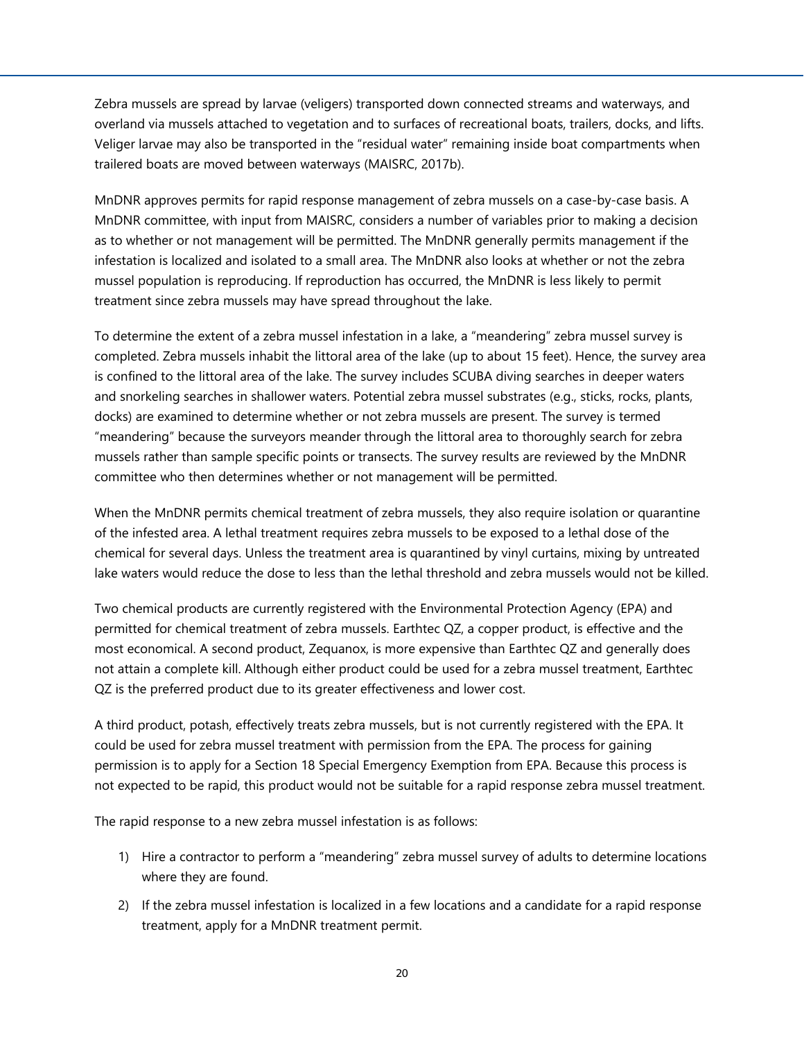Zebra mussels are spread by larvae (veligers) transported down connected streams and waterways, and overland via mussels attached to vegetation and to surfaces of recreational boats, trailers, docks, and lifts. Veliger larvae may also be transported in the "residual water" remaining inside boat compartments when trailered boats are moved between waterways (MAISRC, 2017b).

MnDNR approves permits for rapid response management of zebra mussels on a case-by-case basis. A MnDNR committee, with input from MAISRC, considers a number of variables prior to making a decision as to whether or not management will be permitted. The MnDNR generally permits management if the infestation is localized and isolated to a small area. The MnDNR also looks at whether or not the zebra mussel population is reproducing. If reproduction has occurred, the MnDNR is less likely to permit treatment since zebra mussels may have spread throughout the lake.

To determine the extent of a zebra mussel infestation in a lake, a "meandering" zebra mussel survey is completed. Zebra mussels inhabit the littoral area of the lake (up to about 15 feet). Hence, the survey area is confined to the littoral area of the lake. The survey includes SCUBA diving searches in deeper waters and snorkeling searches in shallower waters. Potential zebra mussel substrates (e.g., sticks, rocks, plants, docks) are examined to determine whether or not zebra mussels are present. The survey is termed "meandering" because the surveyors meander through the littoral area to thoroughly search for zebra mussels rather than sample specific points or transects. The survey results are reviewed by the MnDNR committee who then determines whether or not management will be permitted.

When the MnDNR permits chemical treatment of zebra mussels, they also require isolation or quarantine of the infested area. A lethal treatment requires zebra mussels to be exposed to a lethal dose of the chemical for several days. Unless the treatment area is quarantined by vinyl curtains, mixing by untreated lake waters would reduce the dose to less than the lethal threshold and zebra mussels would not be killed.

Two chemical products are currently registered with the Environmental Protection Agency (EPA) and permitted for chemical treatment of zebra mussels. Earthtec QZ, a copper product, is effective and the most economical. A second product, Zequanox, is more expensive than Earthtec QZ and generally does not attain a complete kill. Although either product could be used for a zebra mussel treatment, Earthtec QZ is the preferred product due to its greater effectiveness and lower cost.

A third product, potash, effectively treats zebra mussels, but is not currently registered with the EPA. It could be used for zebra mussel treatment with permission from the EPA. The process for gaining permission is to apply for a Section 18 Special Emergency Exemption from EPA. Because this process is not expected to be rapid, this product would not be suitable for a rapid response zebra mussel treatment.

The rapid response to a new zebra mussel infestation is as follows:

1) Hire a contractor to perform a "meandering" zebra mussel survey of adults to determine locations where they are found.
2) If the zebra mussel infestation is localized in a few locations and a candidate for a rapid response treatment, apply for a MnDNR treatment permit.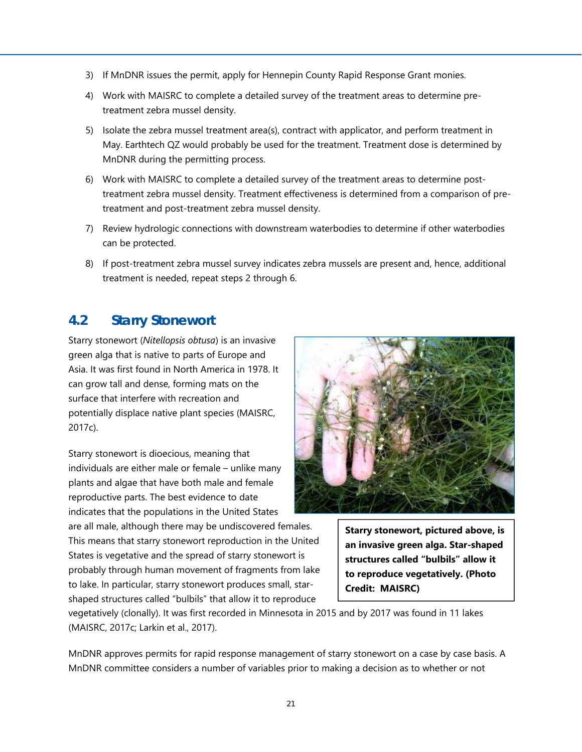3) If MnDNR issues the permit, apply for Hennepin County Rapid Response Grant monies.
4) Work with MAISRC to complete a detailed survey of the treatment areas to determine pre-treatment zebra mussel density.
5) Isolate the zebra mussel treatment area(s), contract with applicator, and perform treatment in May. Earthtech QZ would probably be used for the treatment. Treatment dose is determined by MnDNR during the permitting process.
6) Work with MAISRC to complete a detailed survey of the treatment areas to determine post-treatment zebra mussel density. Treatment effectiveness is determined from a comparison of pre-treatment and post-treatment zebra mussel density.
7) Review hydrologic connections with downstream waterbodies to determine if other waterbodies can be protected.
8) If post-treatment zebra mussel survey indicates zebra mussels are present and, hence, additional treatment is needed, repeat steps 2 through 6.

## 4.2 Starry Stonewort

Starry stonewort (*Nitellopsis obtusa*) is an invasive green alga that is native to parts of Europe and Asia. It was first found in North America in 1978. It can grow tall and dense, forming mats on the surface that interfere with recreation and potentially displace native plant species (MAISRC, 2017c).

**Starry stonewort, pictured above, is an invasive green alga. Star-shaped structures called "bulbils" allow it to reproduce vegetatively. (Photo Credit: MAISRC)**

Starry stonewort is dioecious, meaning that individuals are either male or female – unlike many plants and algae that have both male and female reproductive parts. The best evidence to date indicates that the populations in the United States are all male, although there may be undiscovered females. This means that starry stonewort reproduction in the United States is vegetative and the spread of starry stonewort is probably through human movement of fragments from lake to lake. In particular, starry stonewort produces small, star-shaped structures called "bulbils" that allow it to reproduce vegetatively (clonally). It was first recorded in Minnesota in 2015 and by 2017 was found in 11 lakes (MAISRC, 2017c; Larkin et al., 2017).

MnDNR approves permits for rapid response management of starry stonewort on a case by case basis. A MnDNR committee considers a number of variables prior to making a decision as to whether or not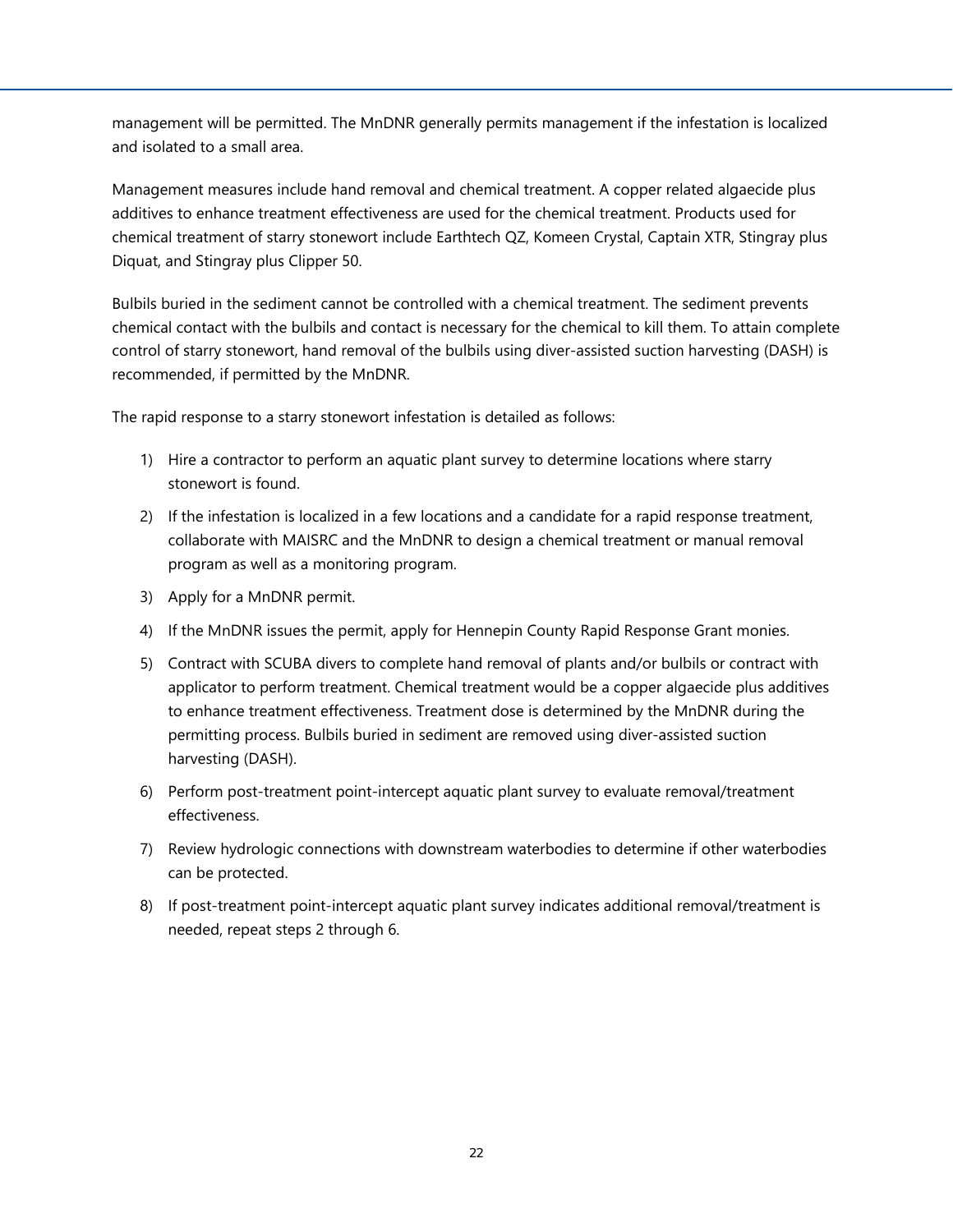management will be permitted. The MnDNR generally permits management if the infestation is localized and isolated to a small area.

Management measures include hand removal and chemical treatment. A copper related algaecide plus additives to enhance treatment effectiveness are used for the chemical treatment. Products used for chemical treatment of starry stonewort include Earthtech QZ, Komeen Crystal, Captain XTR, Stingray plus Diquat, and Stingray plus Clipper 50.

Bulbils buried in the sediment cannot be controlled with a chemical treatment. The sediment prevents chemical contact with the bulbils and contact is necessary for the chemical to kill them. To attain complete control of starry stonewort, hand removal of the bulbils using diver-assisted suction harvesting (DASH) is recommended, if permitted by the MnDNR.

The rapid response to a starry stonewort infestation is detailed as follows:

1) Hire a contractor to perform an aquatic plant survey to determine locations where starry stonewort is found.
2) If the infestation is localized in a few locations and a candidate for a rapid response treatment, collaborate with MAISRC and the MnDNR to design a chemical treatment or manual removal program as well as a monitoring program.
3) Apply for a MnDNR permit.
4) If the MnDNR issues the permit, apply for Hennepin County Rapid Response Grant monies.
5) Contract with SCUBA divers to complete hand removal of plants and/or bulbils or contract with applicator to perform treatment. Chemical treatment would be a copper algaecide plus additives to enhance treatment effectiveness. Treatment dose is determined by the MnDNR during the permitting process. Bulbils buried in sediment are removed using diver-assisted suction harvesting (DASH).
6) Perform post-treatment point-intercept aquatic plant survey to evaluate removal/treatment effectiveness.
7) Review hydrologic connections with downstream waterbodies to determine if other waterbodies can be protected.
8) If post-treatment point-intercept aquatic plant survey indicates additional removal/treatment is needed, repeat steps 2 through 6.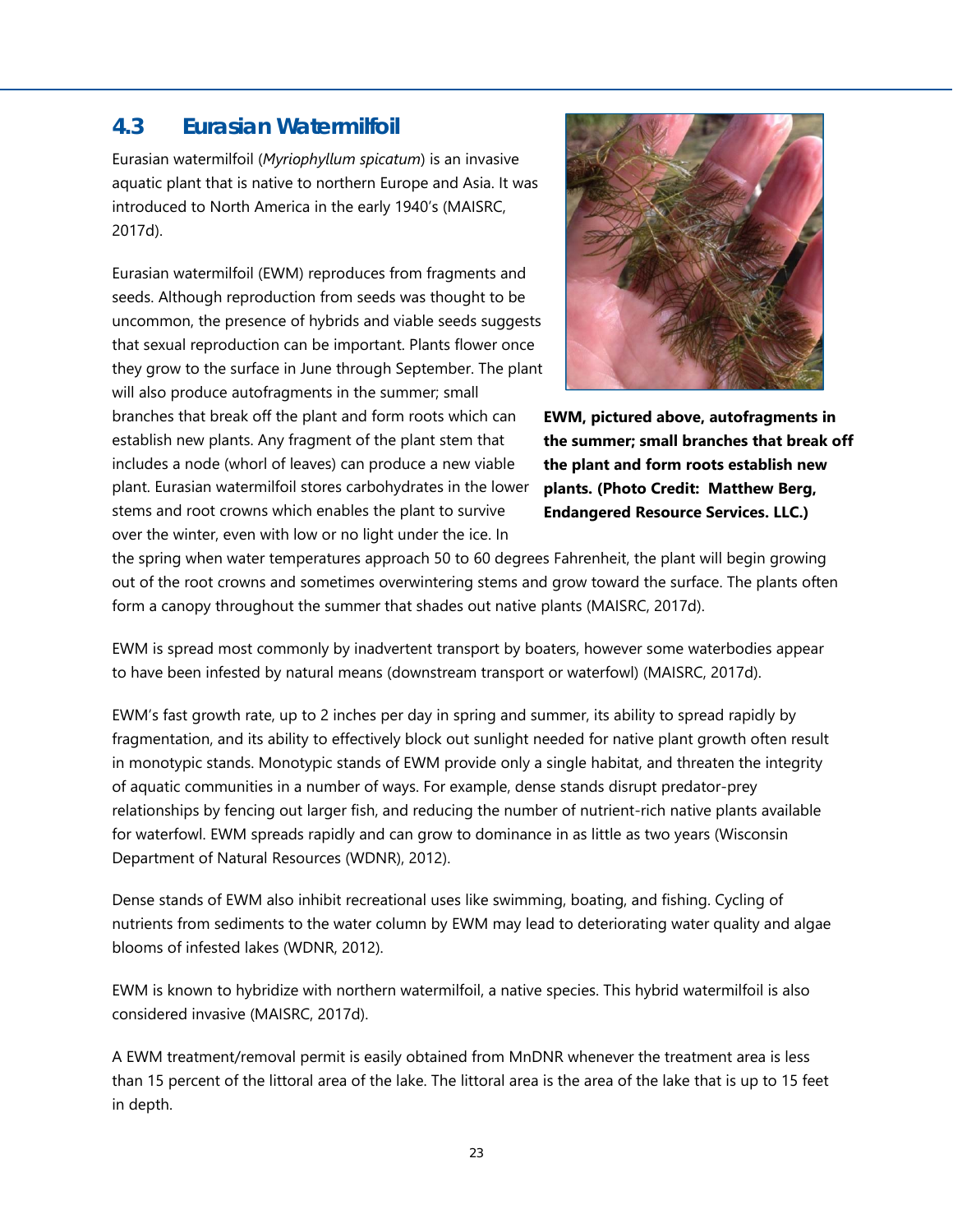## 4.3 Eurasian Watermilfoil

Eurasian watermilfoil (*Myriophyllum spicatum*) is an invasive aquatic plant that is native to northern Europe and Asia. It was introduced to North America in the early 1940's (MAISRC, 2017d).

Eurasian watermilfoil (EWM) reproduces from fragments and seeds. Although reproduction from seeds was thought to be uncommon, the presence of hybrids and viable seeds suggests that sexual reproduction can be important. Plants flower once they grow to the surface in June through September. The plant will also produce autofragments in the summer; small branches that break off the plant and form roots which can establish new plants. Any fragment of the plant stem that includes a node (whorl of leaves) can produce a new viable plant. Eurasian watermilfoil stores carbohydrates in the lower stems and root crowns which enables the plant to survive over the winter, even with low or no light under the ice. In the spring when water temperatures approach 50 to 60 degrees Fahrenheit, the plant will begin growing out of the root crowns and sometimes overwintering stems and grow toward the surface. The plants often form a canopy throughout the summer that shades out native plants (MAISRC, 2017d).

**EWM, pictured above, autofragments in the summer; small branches that break off the plant and form roots establish new plants. (Photo Credit: Matthew Berg, Endangered Resource Services. LLC.)**

EWM is spread most commonly by inadvertent transport by boaters, however some waterbodies appear to have been infested by natural means (downstream transport or waterfowl) (MAISRC, 2017d).

EWM's fast growth rate, up to 2 inches per day in spring and summer, its ability to spread rapidly by fragmentation, and its ability to effectively block out sunlight needed for native plant growth often result in monotypic stands. Monotypic stands of EWM provide only a single habitat, and threaten the integrity of aquatic communities in a number of ways. For example, dense stands disrupt predator-prey relationships by fencing out larger fish, and reducing the number of nutrient-rich native plants available for waterfowl. EWM spreads rapidly and can grow to dominance in as little as two years (Wisconsin Department of Natural Resources (WDNR), 2012).

Dense stands of EWM also inhibit recreational uses like swimming, boating, and fishing. Cycling of nutrients from sediments to the water column by EWM may lead to deteriorating water quality and algae blooms of infested lakes (WDNR, 2012).

EWM is known to hybridize with northern watermilfoil, a native species. This hybrid watermilfoil is also considered invasive (MAISRC, 2017d).

A EWM treatment/removal permit is easily obtained from MnDNR whenever the treatment area is less than 15 percent of the littoral area of the lake. The littoral area is the area of the lake that is up to 15 feet in depth.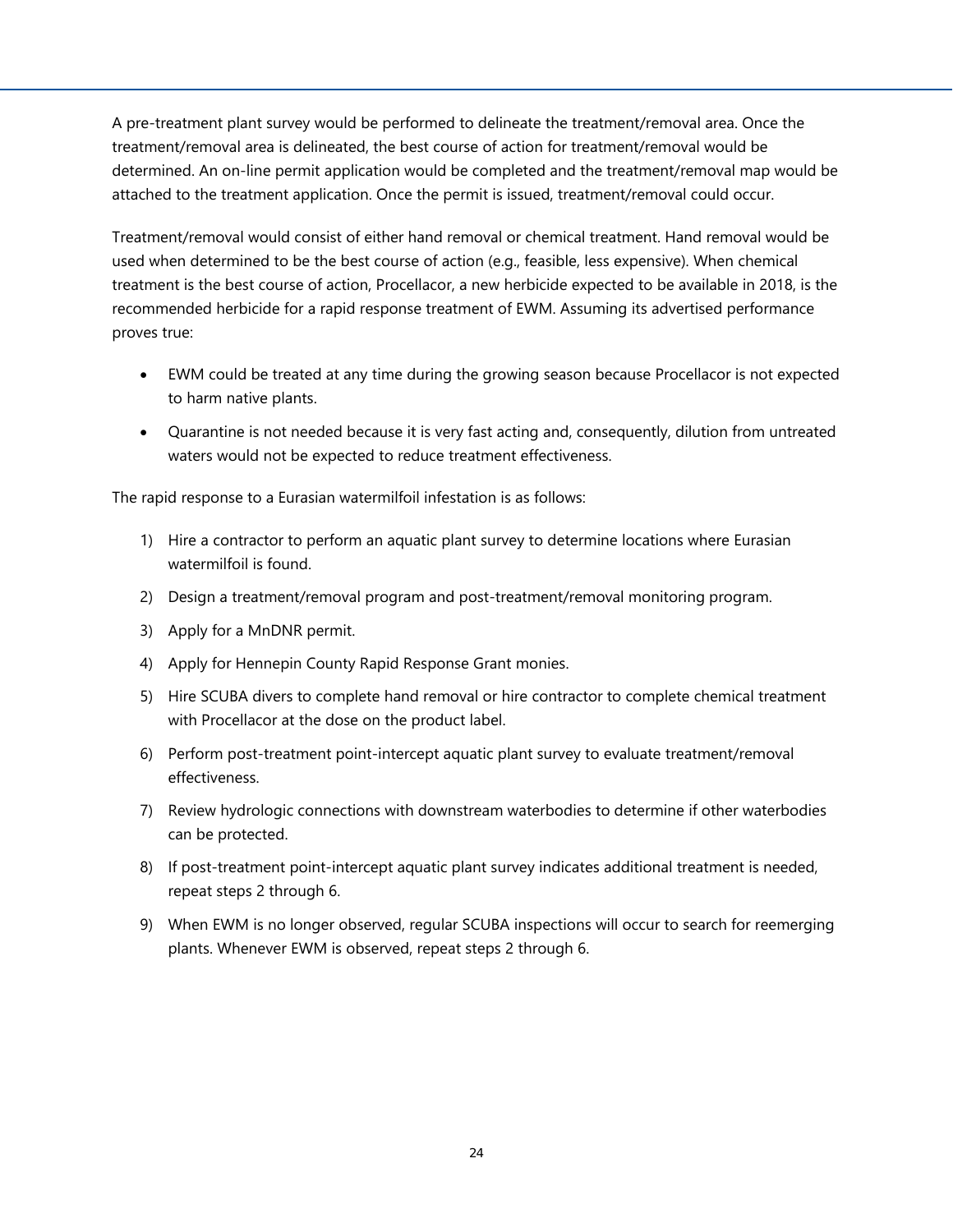A pre-treatment plant survey would be performed to delineate the treatment/removal area. Once the treatment/removal area is delineated, the best course of action for treatment/removal would be determined. An on-line permit application would be completed and the treatment/removal map would be attached to the treatment application. Once the permit is issued, treatment/removal could occur.

Treatment/removal would consist of either hand removal or chemical treatment. Hand removal would be used when determined to be the best course of action (e.g., feasible, less expensive). When chemical treatment is the best course of action, Procellacor, a new herbicide expected to be available in 2018, is the recommended herbicide for a rapid response treatment of EWM. Assuming its advertised performance proves true:

- EWM could be treated at any time during the growing season because Procellacor is not expected to harm native plants.
- Quarantine is not needed because it is very fast acting and, consequently, dilution from untreated waters would not be expected to reduce treatment effectiveness.

The rapid response to a Eurasian watermilfoil infestation is as follows:

1) Hire a contractor to perform an aquatic plant survey to determine locations where Eurasian watermilfoil is found.
2) Design a treatment/removal program and post-treatment/removal monitoring program.
3) Apply for a MnDNR permit.
4) Apply for Hennepin County Rapid Response Grant monies.
5) Hire SCUBA divers to complete hand removal or hire contractor to complete chemical treatment with Procellacor at the dose on the product label.
6) Perform post-treatment point-intercept aquatic plant survey to evaluate treatment/removal effectiveness.
7) Review hydrologic connections with downstream waterbodies to determine if other waterbodies can be protected.
8) If post-treatment point-intercept aquatic plant survey indicates additional treatment is needed, repeat steps 2 through 6.
9) When EWM is no longer observed, regular SCUBA inspections will occur to search for reemerging plants. Whenever EWM is observed, repeat steps 2 through 6.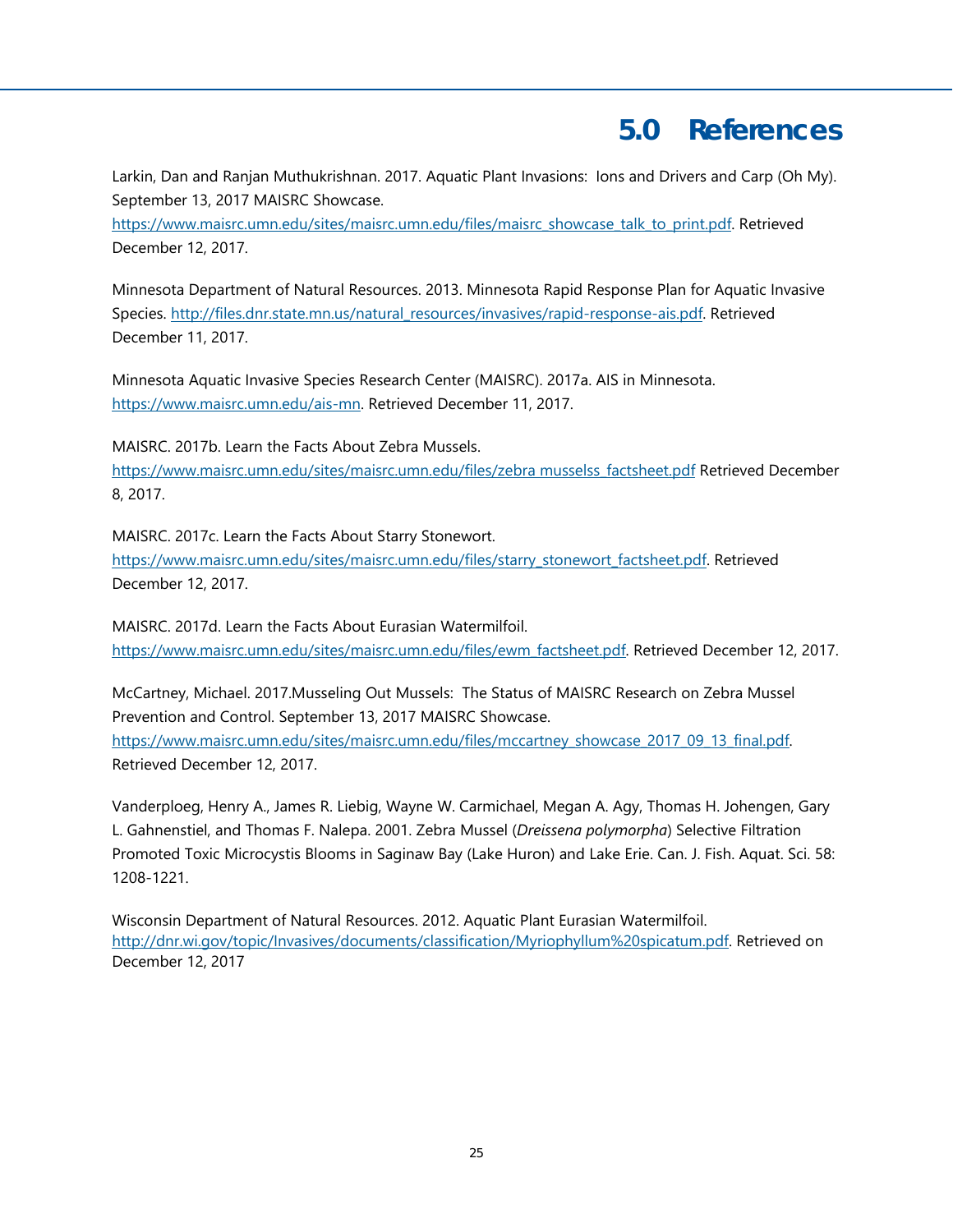# 5.0 References

Larkin, Dan and Ranjan Muthukrishnan. 2017. Aquatic Plant Invasions: Ions and Drivers and Carp (Oh My). September 13, 2017 MAISRC Showcase. https://www.maisrc.umn.edu/sites/maisrc.umn.edu/files/maisrc_showcase_talk_to_print.pdf. Retrieved December 12, 2017.

Minnesota Department of Natural Resources. 2013. Minnesota Rapid Response Plan for Aquatic Invasive Species. http://files.dnr.state.mn.us/natural_resources/invasives/rapid-response-ais.pdf. Retrieved December 11, 2017.

Minnesota Aquatic Invasive Species Research Center (MAISRC). 2017a. AIS in Minnesota. https://www.maisrc.umn.edu/ais-mn. Retrieved December 11, 2017.

MAISRC. 2017b. Learn the Facts About Zebra Mussels. https://www.maisrc.umn.edu/sites/maisrc.umn.edu/files/zebra musselss_factsheet.pdf Retrieved December 8, 2017.

MAISRC. 2017c. Learn the Facts About Starry Stonewort. https://www.maisrc.umn.edu/sites/maisrc.umn.edu/files/starry_stonewort_factsheet.pdf. Retrieved December 12, 2017.

MAISRC. 2017d. Learn the Facts About Eurasian Watermilfoil. https://www.maisrc.umn.edu/sites/maisrc.umn.edu/files/ewm_factsheet.pdf. Retrieved December 12, 2017.

McCartney, Michael. 2017.Musseling Out Mussels: The Status of MAISRC Research on Zebra Mussel Prevention and Control. September 13, 2017 MAISRC Showcase. https://www.maisrc.umn.edu/sites/maisrc.umn.edu/files/mccartney_showcase_2017_09_13_final.pdf. Retrieved December 12, 2017.

Vanderploeg, Henry A., James R. Liebig, Wayne W. Carmichael, Megan A. Agy, Thomas H. Johengen, Gary L. Gahnenstiel, and Thomas F. Nalepa. 2001. Zebra Mussel (*Dreissena polymorpha*) Selective Filtration Promoted Toxic Microcystis Blooms in Saginaw Bay (Lake Huron) and Lake Erie. Can. J. Fish. Aquat. Sci. 58: 1208-1221.

Wisconsin Department of Natural Resources. 2012. Aquatic Plant Eurasian Watermilfoil. http://dnr.wi.gov/topic/Invasives/documents/classification/Myriophyllum%20spicatum.pdf. Retrieved on December 12, 2017